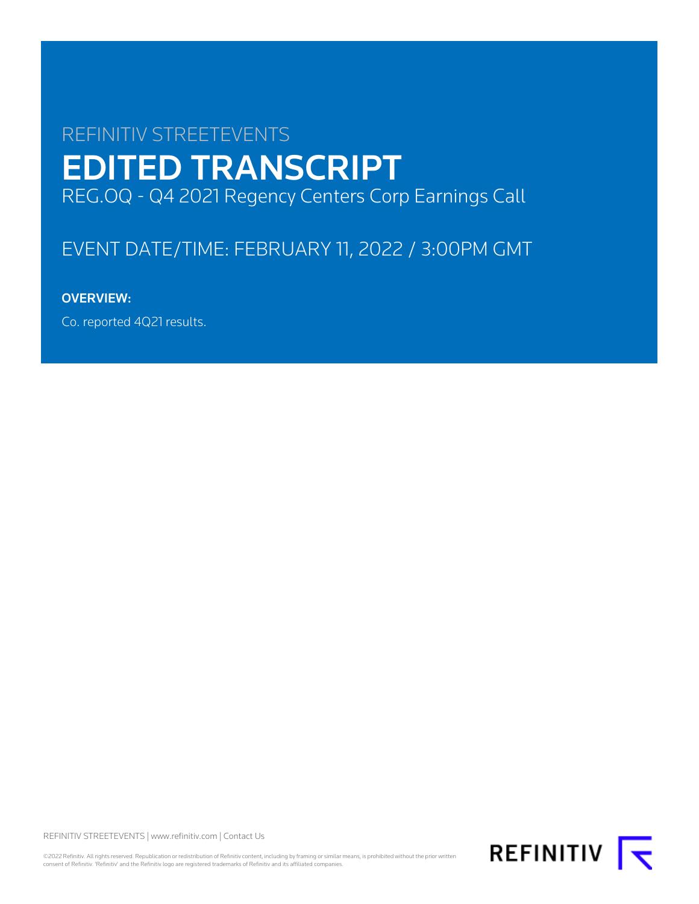REFINITIV STREETEVENTS

# EDITED TRANSCRIPT

REG.OQ - Q4 2021 Regency Centers Corp Earnings Call

EVENT DATE/TIME: FEBRUARY 11, 2022 / 3:00PM GMT

**OVERVIEW:**

Co. reported 4Q21 results.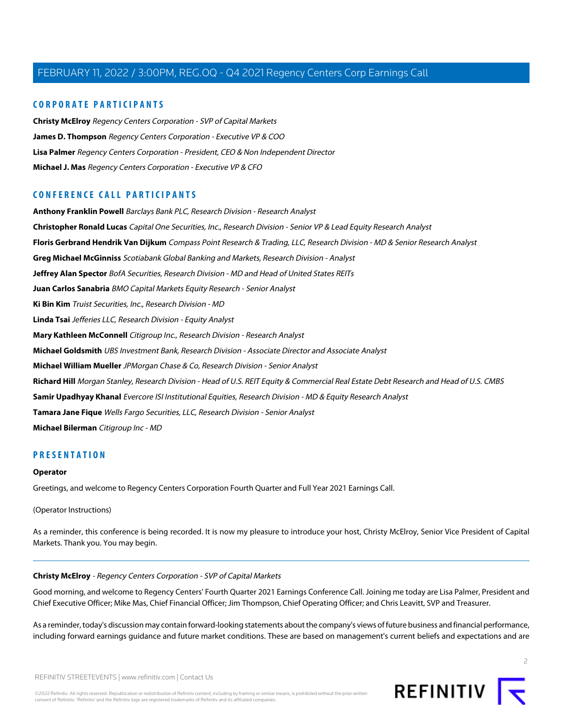## CORPORATE PARTICIPANTS

**Christy McElroy** *Regency Centers Corporation - SVP of Capital Markets*

**James D. Thompson** *Regency Centers Corporation - Executive VP & COO*

**Lisa Palmer** *Regency Centers Corporation - President, CEO & Non Independent Director*

**Michael J. Mas** *Regency Centers Corporation - Executive VP & CFO*

## CONFERENCE CALL PARTICIPANTS

**Anthony Franklin Powell** *Barclays Bank PLC, Research Division - Research Analyst*

**Christopher Ronald Lucas** *Capital One Securities, Inc., Research Division - Senior VP & Lead Equity Research Analyst*

**Floris Gerbrand Hendrik Van Dijkum** *Compass Point Research & Trading, LLC, Research Division - MD & Senior Research Analyst*

**Greg Michael McGinniss** *Scotiabank Global Banking and Markets, Research Division - Analyst*

**Jeffrey Alan Spector** *BofA Securities, Research Division - MD and Head of United States REITs*

**Juan Carlos Sanabria** *BMO Capital Markets Equity Research - Senior Analyst*

**Ki Bin Kim** *Truist Securities, Inc., Research Division - MD*

**Linda Tsai** *Jefferies LLC, Research Division - Equity Analyst*

**Mary Kathleen McConnell** *Citigroup Inc., Research Division - Research Analyst*

**Michael Goldsmith** *UBS Investment Bank, Research Division - Associate Director and Associate Analyst*

**Michael William Mueller** *JPMorgan Chase & Co, Research Division - Senior Analyst*

**Richard Hill** *Morgan Stanley, Research Division - Head of U.S. REIT Equity & Commercial Real Estate Debt Research and Head of U.S. CMBS*

**Samir Upadhyay Khanal** *Evercore ISI Institutional Equities, Research Division - MD & Equity Research Analyst*

**Tamara Jane Fique** *Wells Fargo Securities, LLC, Research Division - Senior Analyst*

**Michael Bilerman** *Citigroup Inc - MD*

## PRESENTATION

**Operator**

Greetings, and welcome to Regency Centers Corporation Fourth Quarter and Full Year 2021 Earnings Call.

(Operator Instructions)

As a reminder, this conference is being recorded. It is now my pleasure to introduce your host, Christy McElroy, Senior Vice President of Capital Markets. Thank you. You may begin.

---

**Christy McElroy** - *Regency Centers Corporation - SVP of Capital Markets*

Good morning, and welcome to Regency Centers' Fourth Quarter 2021 Earnings Conference Call. Joining me today are Lisa Palmer, President and Chief Executive Officer; Mike Mas, Chief Financial Officer; Jim Thompson, Chief Operating Officer; and Chris Leavitt, SVP and Treasurer.

As a reminder, today's discussion may contain forward-looking statements about the company's views of future business and financial performance, including forward earnings guidance and future market conditions. These are based on management's current beliefs and expectations and are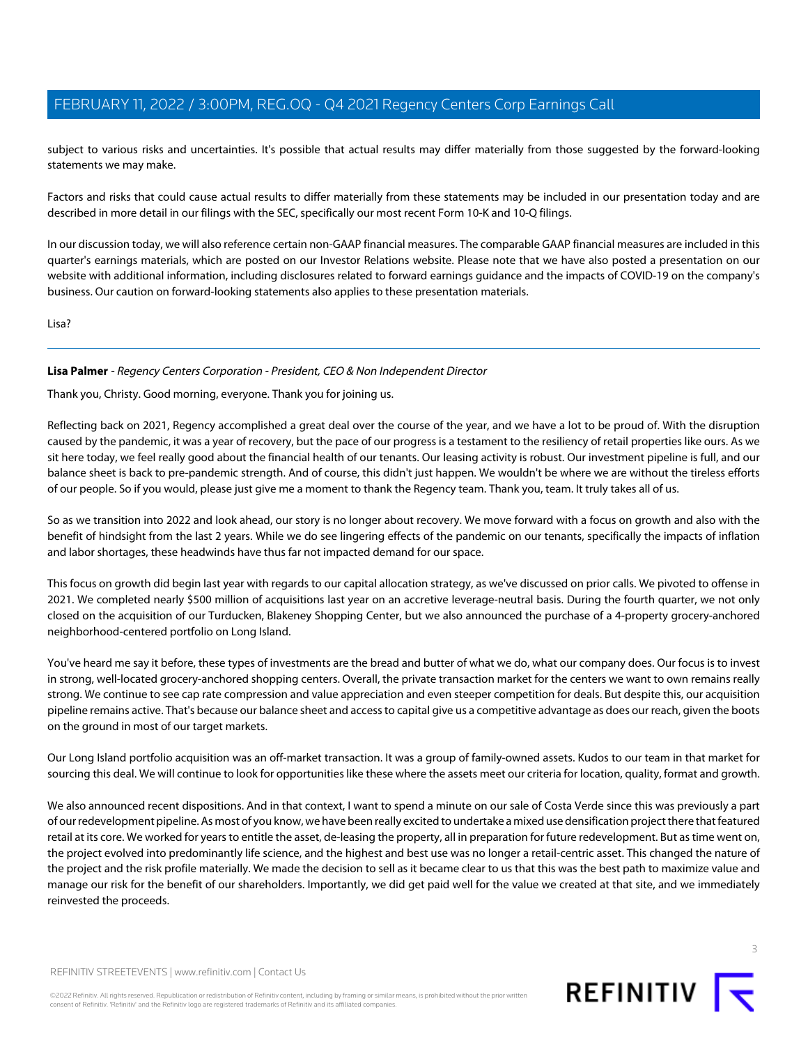subject to various risks and uncertainties. It's possible that actual results may differ materially from those suggested by the forward-looking statements we may make.

Factors and risks that could cause actual results to differ materially from these statements may be included in our presentation today and are described in more detail in our filings with the SEC, specifically our most recent Form 10-K and 10-Q filings.

In our discussion today, we will also reference certain non-GAAP financial measures. The comparable GAAP financial measures are included in this quarter's earnings materials, which are posted on our Investor Relations website. Please note that we have also posted a presentation on our website with additional information, including disclosures related to forward earnings guidance and the impacts of COVID-19 on the company's business. Our caution on forward-looking statements also applies to these presentation materials.

Lisa?

---

**Lisa Palmer** - *Regency Centers Corporation - President, CEO & Non Independent Director*

Thank you, Christy. Good morning, everyone. Thank you for joining us.

Reflecting back on 2021, Regency accomplished a great deal over the course of the year, and we have a lot to be proud of. With the disruption caused by the pandemic, it was a year of recovery, but the pace of our progress is a testament to the resiliency of retail properties like ours. As we sit here today, we feel really good about the financial health of our tenants. Our leasing activity is robust. Our investment pipeline is full, and our balance sheet is back to pre-pandemic strength. And of course, this didn't just happen. We wouldn't be where we are without the tireless efforts of our people. So if you would, please just give me a moment to thank the Regency team. Thank you, team. It truly takes all of us.

So as we transition into 2022 and look ahead, our story is no longer about recovery. We move forward with a focus on growth and also with the benefit of hindsight from the last 2 years. While we do see lingering effects of the pandemic on our tenants, specifically the impacts of inflation and labor shortages, these headwinds have thus far not impacted demand for our space.

This focus on growth did begin last year with regards to our capital allocation strategy, as we've discussed on prior calls. We pivoted to offense in 2021. We completed nearly $500 million of acquisitions last year on an accretive leverage-neutral basis. During the fourth quarter, we not only closed on the acquisition of our Turducken, Blakeney Shopping Center, but we also announced the purchase of a 4-property grocery-anchored neighborhood-centered portfolio on Long Island.

You've heard me say it before, these types of investments are the bread and butter of what we do, what our company does. Our focus is to invest in strong, well-located grocery-anchored shopping centers. Overall, the private transaction market for the centers we want to own remains really strong. We continue to see cap rate compression and value appreciation and even steeper competition for deals. But despite this, our acquisition pipeline remains active. That's because our balance sheet and access to capital give us a competitive advantage as does our reach, given the boots on the ground in most of our target markets.

Our Long Island portfolio acquisition was an off-market transaction. It was a group of family-owned assets. Kudos to our team in that market for sourcing this deal. We will continue to look for opportunities like these where the assets meet our criteria for location, quality, format and growth.

We also announced recent dispositions. And in that context, I want to spend a minute on our sale of Costa Verde since this was previously a part of our redevelopment pipeline. As most of you know, we have been really excited to undertake a mixed use densification project there that featured retail at its core. We worked for years to entitle the asset, de-leasing the property, all in preparation for future redevelopment. But as time went on, the project evolved into predominantly life science, and the highest and best use was no longer a retail-centric asset. This changed the nature of the project and the risk profile materially. We made the decision to sell as it became clear to us that this was the best path to maximize value and manage our risk for the benefit of our shareholders. Importantly, we did get paid well for the value we created at that site, and we immediately reinvested the proceeds.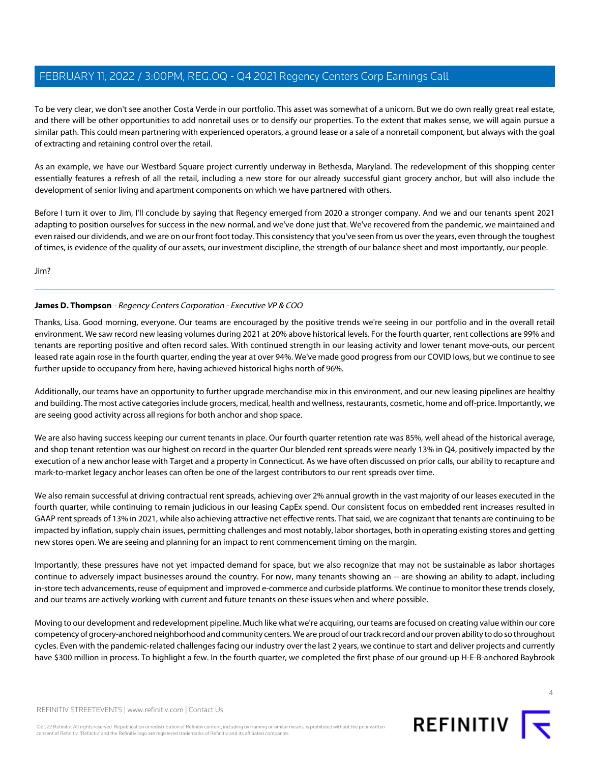To be very clear, we don't see another Costa Verde in our portfolio. This asset was somewhat of a unicorn. But we do own really great real estate, and there will be other opportunities to add nonretail uses or to densify our properties. To the extent that makes sense, we will again pursue a similar path. This could mean partnering with experienced operators, a ground lease or a sale of a nonretail component, but always with the goal of extracting and retaining control over the retail.

As an example, we have our Westbard Square project currently underway in Bethesda, Maryland. The redevelopment of this shopping center essentially features a refresh of all the retail, including a new store for our already successful giant grocery anchor, but will also include the development of senior living and apartment components on which we have partnered with others.

Before I turn it over to Jim, I'll conclude by saying that Regency emerged from 2020 a stronger company. And we and our tenants spent 2021 adapting to position ourselves for success in the new normal, and we've done just that. We've recovered from the pandemic, we maintained and even raised our dividends, and we are on our front foot today. This consistency that you've seen from us over the years, even through the toughest of times, is evidence of the quality of our assets, our investment discipline, the strength of our balance sheet and most importantly, our people.

Jim?

---

**James D. Thompson** - *Regency Centers Corporation - Executive VP & COO*

Thanks, Lisa. Good morning, everyone. Our teams are encouraged by the positive trends we're seeing in our portfolio and in the overall retail environment. We saw record new leasing volumes during 2021 at 20% above historical levels. For the fourth quarter, rent collections are 99% and tenants are reporting positive and often record sales. With continued strength in our leasing activity and lower tenant move-outs, our percent leased rate again rose in the fourth quarter, ending the year at over 94%. We've made good progress from our COVID lows, but we continue to see further upside to occupancy from here, having achieved historical highs north of 96%.

Additionally, our teams have an opportunity to further upgrade merchandise mix in this environment, and our new leasing pipelines are healthy and building. The most active categories include grocers, medical, health and wellness, restaurants, cosmetic, home and off-price. Importantly, we are seeing good activity across all regions for both anchor and shop space.

We are also having success keeping our current tenants in place. Our fourth quarter retention rate was 85%, well ahead of the historical average, and shop tenant retention was our highest on record in the quarter Our blended rent spreads were nearly 13% in Q4, positively impacted by the execution of a new anchor lease with Target and a property in Connecticut. As we have often discussed on prior calls, our ability to recapture and mark-to-market legacy anchor leases can often be one of the largest contributors to our rent spreads over time.

We also remain successful at driving contractual rent spreads, achieving over 2% annual growth in the vast majority of our leases executed in the fourth quarter, while continuing to remain judicious in our leasing CapEx spend. Our consistent focus on embedded rent increases resulted in GAAP rent spreads of 13% in 2021, while also achieving attractive net effective rents. That said, we are cognizant that tenants are continuing to be impacted by inflation, supply chain issues, permitting challenges and most notably, labor shortages, both in operating existing stores and getting new stores open. We are seeing and planning for an impact to rent commencement timing on the margin.

Importantly, these pressures have not yet impacted demand for space, but we also recognize that may not be sustainable as labor shortages continue to adversely impact businesses around the country. For now, many tenants showing an -- are showing an ability to adapt, including in-store tech advancements, reuse of equipment and improved e-commerce and curbside platforms. We continue to monitor these trends closely, and our teams are actively working with current and future tenants on these issues when and where possible.

Moving to our development and redevelopment pipeline. Much like what we're acquiring, our teams are focused on creating value within our core competency of grocery-anchored neighborhood and community centers. We are proud of our track record and our proven ability to do so throughout cycles. Even with the pandemic-related challenges facing our industry over the last 2 years, we continue to start and deliver projects and currently have $300 million in process. To highlight a few. In the fourth quarter, we completed the first phase of our ground-up H-E-B-anchored Baybrook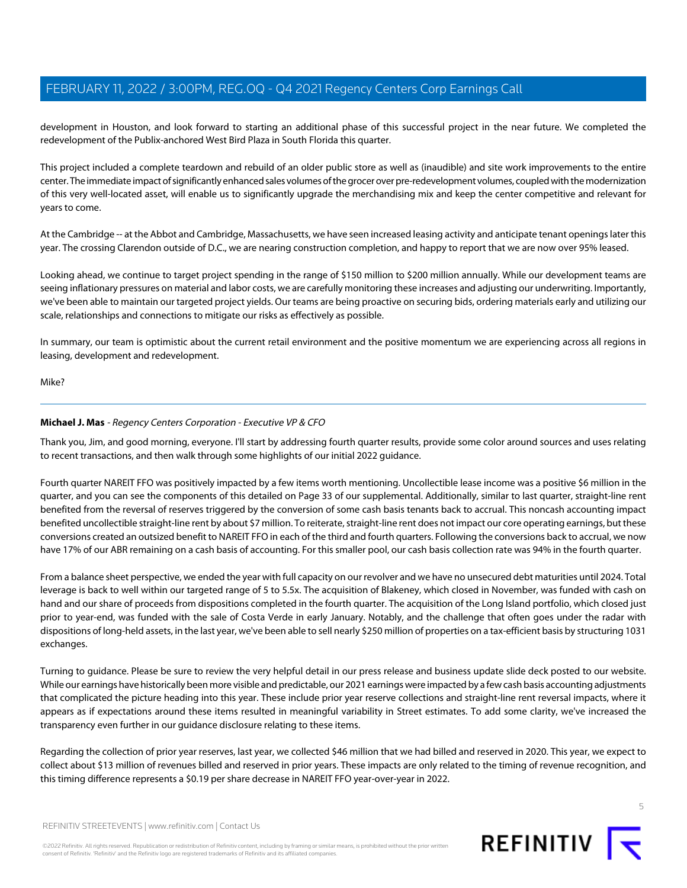development in Houston, and look forward to starting an additional phase of this successful project in the near future. We completed the redevelopment of the Publix-anchored West Bird Plaza in South Florida this quarter.

This project included a complete teardown and rebuild of an older public store as well as (inaudible) and site work improvements to the entire center. The immediate impact of significantly enhanced sales volumes of the grocer over pre-redevelopment volumes, coupled with the modernization of this very well-located asset, will enable us to significantly upgrade the merchandising mix and keep the center competitive and relevant for years to come.

At the Cambridge -- at the Abbot and Cambridge, Massachusetts, we have seen increased leasing activity and anticipate tenant openings later this year. The crossing Clarendon outside of D.C., we are nearing construction completion, and happy to report that we are now over 95% leased.

Looking ahead, we continue to target project spending in the range of $150 million to $200 million annually. While our development teams are seeing inflationary pressures on material and labor costs, we are carefully monitoring these increases and adjusting our underwriting. Importantly, we've been able to maintain our targeted project yields. Our teams are being proactive on securing bids, ordering materials early and utilizing our scale, relationships and connections to mitigate our risks as effectively as possible.

In summary, our team is optimistic about the current retail environment and the positive momentum we are experiencing across all regions in leasing, development and redevelopment.

Mike?

---

**Michael J. Mas** - *Regency Centers Corporation - Executive VP & CFO*

Thank you, Jim, and good morning, everyone. I'll start by addressing fourth quarter results, provide some color around sources and uses relating to recent transactions, and then walk through some highlights of our initial 2022 guidance.

Fourth quarter NAREIT FFO was positively impacted by a few items worth mentioning. Uncollectible lease income was a positive $6 million in the quarter, and you can see the components of this detailed on Page 33 of our supplemental. Additionally, similar to last quarter, straight-line rent benefited from the reversal of reserves triggered by the conversion of some cash basis tenants back to accrual. This noncash accounting impact benefited uncollectible straight-line rent by about $7 million. To reiterate, straight-line rent does not impact our core operating earnings, but these conversions created an outsized benefit to NAREIT FFO in each of the third and fourth quarters. Following the conversions back to accrual, we now have 17% of our ABR remaining on a cash basis of accounting. For this smaller pool, our cash basis collection rate was 94% in the fourth quarter.

From a balance sheet perspective, we ended the year with full capacity on our revolver and we have no unsecured debt maturities until 2024. Total leverage is back to well within our targeted range of 5 to 5.5x. The acquisition of Blakeney, which closed in November, was funded with cash on hand and our share of proceeds from dispositions completed in the fourth quarter. The acquisition of the Long Island portfolio, which closed just prior to year-end, was funded with the sale of Costa Verde in early January. Notably, and the challenge that often goes under the radar with dispositions of long-held assets, in the last year, we've been able to sell nearly $250 million of properties on a tax-efficient basis by structuring 1031 exchanges.

Turning to guidance. Please be sure to review the very helpful detail in our press release and business update slide deck posted to our website. While our earnings have historically been more visible and predictable, our 2021 earnings were impacted by a few cash basis accounting adjustments that complicated the picture heading into this year. These include prior year reserve collections and straight-line rent reversal impacts, where it appears as if expectations around these items resulted in meaningful variability in Street estimates. To add some clarity, we've increased the transparency even further in our guidance disclosure relating to these items.

Regarding the collection of prior year reserves, last year, we collected $46 million that we had billed and reserved in 2020. This year, we expect to collect about $13 million of revenues billed and reserved in prior years. These impacts are only related to the timing of revenue recognition, and this timing difference represents a $0.19 per share decrease in NAREIT FFO year-over-year in 2022.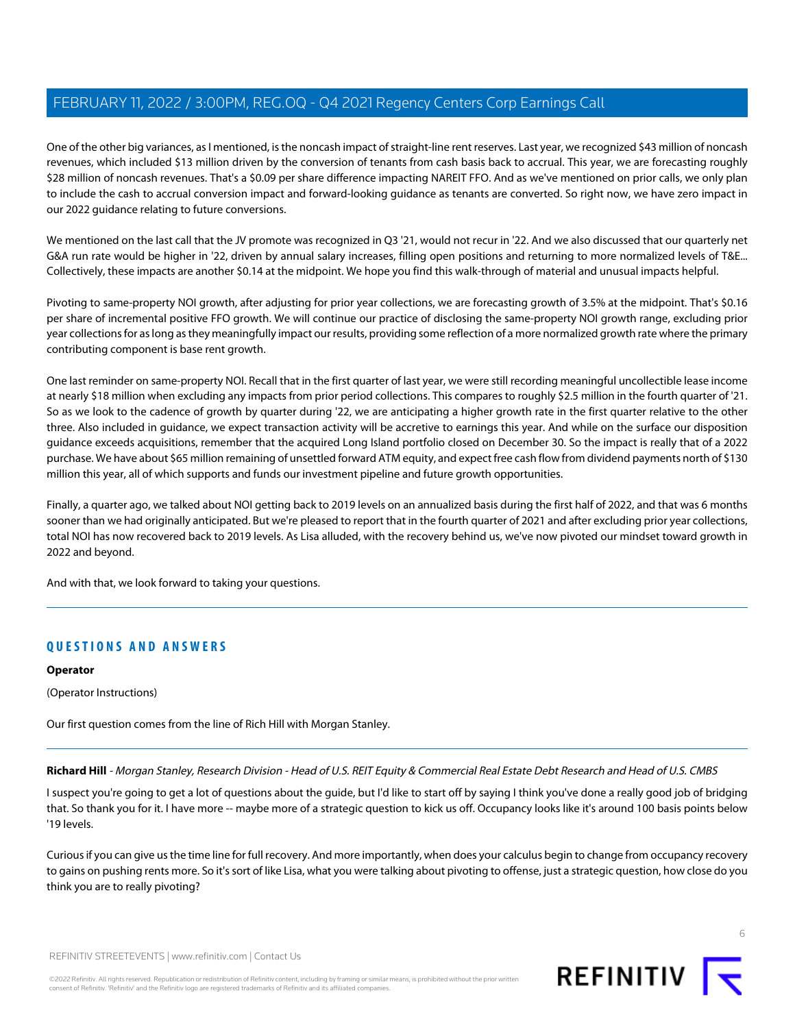One of the other big variances, as I mentioned, is the noncash impact of straight-line rent reserves. Last year, we recognized $43 million of noncash revenues, which included $13 million driven by the conversion of tenants from cash basis back to accrual. This year, we are forecasting roughly $28 million of noncash revenues. That's a $0.09 per share difference impacting NAREIT FFO. And as we've mentioned on prior calls, we only plan to include the cash to accrual conversion impact and forward-looking guidance as tenants are converted. So right now, we have zero impact in our 2022 guidance relating to future conversions.

We mentioned on the last call that the JV promote was recognized in Q3 '21, would not recur in '22. And we also discussed that our quarterly net G&A run rate would be higher in '22, driven by annual salary increases, filling open positions and returning to more normalized levels of T&E... Collectively, these impacts are another $0.14 at the midpoint. We hope you find this walk-through of material and unusual impacts helpful.

Pivoting to same-property NOI growth, after adjusting for prior year collections, we are forecasting growth of 3.5% at the midpoint. That's $0.16 per share of incremental positive FFO growth. We will continue our practice of disclosing the same-property NOI growth range, excluding prior year collections for as long as they meaningfully impact our results, providing some reflection of a more normalized growth rate where the primary contributing component is base rent growth.

One last reminder on same-property NOI. Recall that in the first quarter of last year, we were still recording meaningful uncollectible lease income at nearly $18 million when excluding any impacts from prior period collections. This compares to roughly $2.5 million in the fourth quarter of '21. So as we look to the cadence of growth by quarter during '22, we are anticipating a higher growth rate in the first quarter relative to the other three. Also included in guidance, we expect transaction activity will be accretive to earnings this year. And while on the surface our disposition guidance exceeds acquisitions, remember that the acquired Long Island portfolio closed on December 30. So the impact is really that of a 2022 purchase. We have about $65 million remaining of unsettled forward ATM equity, and expect free cash flow from dividend payments north of $130 million this year, all of which supports and funds our investment pipeline and future growth opportunities.

Finally, a quarter ago, we talked about NOI getting back to 2019 levels on an annualized basis during the first half of 2022, and that was 6 months sooner than we had originally anticipated. But we're pleased to report that in the fourth quarter of 2021 and after excluding prior year collections, total NOI has now recovered back to 2019 levels. As Lisa alluded, with the recovery behind us, we've now pivoted our mindset toward growth in 2022 and beyond.

And with that, we look forward to taking your questions.

## QUESTIONS AND ANSWERS

**Operator**

(Operator Instructions)

Our first question comes from the line of Rich Hill with Morgan Stanley.

**Richard Hill** - *Morgan Stanley, Research Division - Head of U.S. REIT Equity & Commercial Real Estate Debt Research and Head of U.S. CMBS*

I suspect you're going to get a lot of questions about the guide, but I'd like to start off by saying I think you've done a really good job of bridging that. So thank you for it. I have more -- maybe more of a strategic question to kick us off. Occupancy looks like it's around 100 basis points below '19 levels.

Curious if you can give us the time line for full recovery. And more importantly, when does your calculus begin to change from occupancy recovery to gains on pushing rents more. So it's sort of like Lisa, what you were talking about pivoting to offense, just a strategic question, how close do you think you are to really pivoting?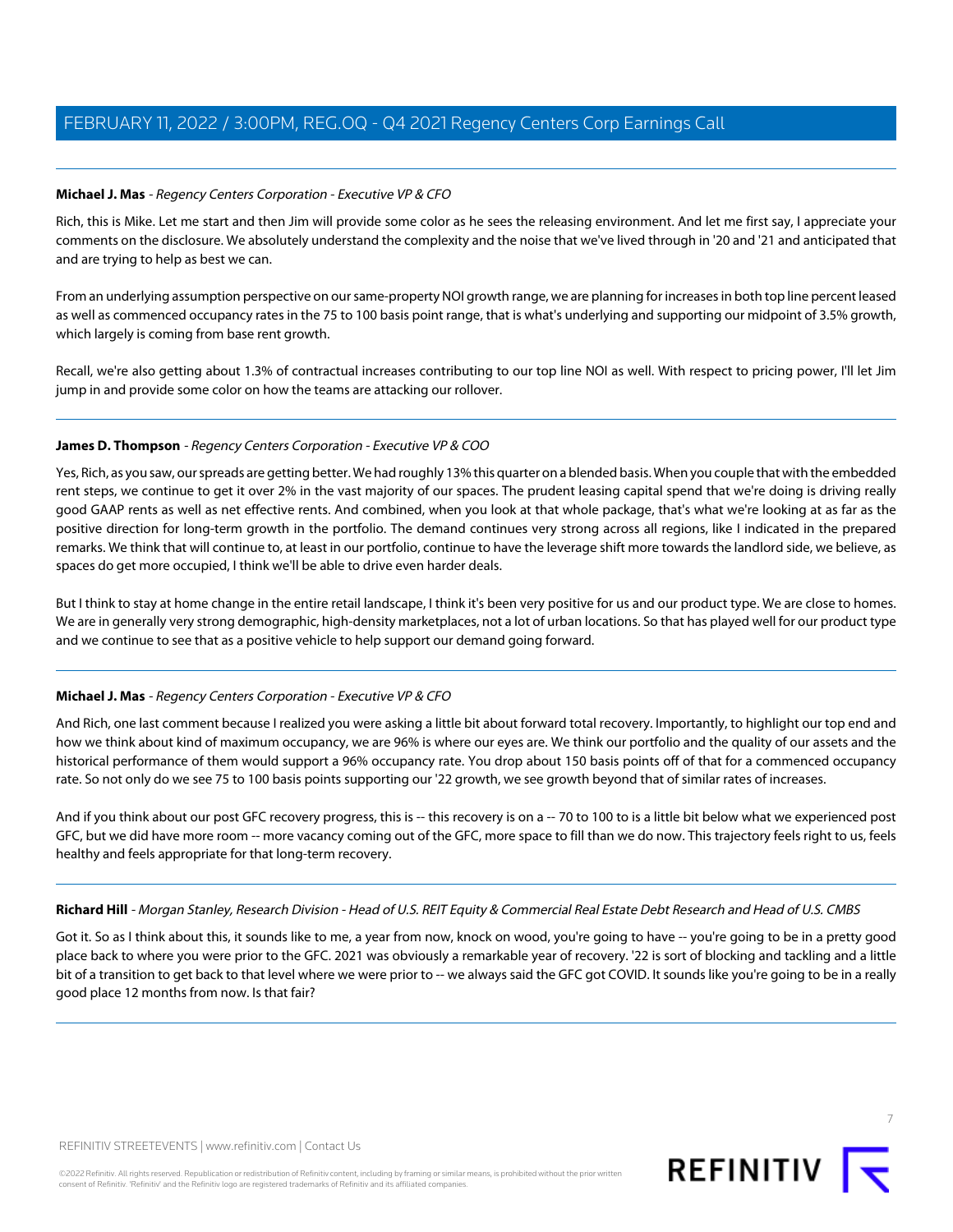**Michael J. Mas** - *Regency Centers Corporation - Executive VP & CFO*

Rich, this is Mike. Let me start and then Jim will provide some color as he sees the releasing environment. And let me first say, I appreciate your comments on the disclosure. We absolutely understand the complexity and the noise that we've lived through in '20 and '21 and anticipated that and are trying to help as best we can.

From an underlying assumption perspective on our same-property NOI growth range, we are planning for increases in both top line percent leased as well as commenced occupancy rates in the 75 to 100 basis point range, that is what's underlying and supporting our midpoint of 3.5% growth, which largely is coming from base rent growth.

Recall, we're also getting about 1.3% of contractual increases contributing to our top line NOI as well. With respect to pricing power, I'll let Jim jump in and provide some color on how the teams are attacking our rollover.

---

**James D. Thompson** - *Regency Centers Corporation - Executive VP & COO*

Yes, Rich, as you saw, our spreads are getting better. We had roughly 13% this quarter on a blended basis. When you couple that with the embedded rent steps, we continue to get it over 2% in the vast majority of our spaces. The prudent leasing capital spend that we're doing is driving really good GAAP rents as well as net effective rents. And combined, when you look at that whole package, that's what we're looking at as far as the positive direction for long-term growth in the portfolio. The demand continues very strong across all regions, like I indicated in the prepared remarks. We think that will continue to, at least in our portfolio, continue to have the leverage shift more towards the landlord side, we believe, as spaces do get more occupied, I think we'll be able to drive even harder deals.

But I think to stay at home change in the entire retail landscape, I think it's been very positive for us and our product type. We are close to homes. We are in generally very strong demographic, high-density marketplaces, not a lot of urban locations. So that has played well for our product type and we continue to see that as a positive vehicle to help support our demand going forward.

---

**Michael J. Mas** - *Regency Centers Corporation - Executive VP & CFO*

And Rich, one last comment because I realized you were asking a little bit about forward total recovery. Importantly, to highlight our top end and how we think about kind of maximum occupancy, we are 96% is where our eyes are. We think our portfolio and the quality of our assets and the historical performance of them would support a 96% occupancy rate. You drop about 150 basis points off of that for a commenced occupancy rate. So not only do we see 75 to 100 basis points supporting our '22 growth, we see growth beyond that of similar rates of increases.

And if you think about our post GFC recovery progress, this is -- this recovery is on a -- 70 to 100 to is a little bit below what we experienced post GFC, but we did have more room -- more vacancy coming out of the GFC, more space to fill than we do now. This trajectory feels right to us, feels healthy and feels appropriate for that long-term recovery.

---

**Richard Hill** - *Morgan Stanley, Research Division - Head of U.S. REIT Equity & Commercial Real Estate Debt Research and Head of U.S. CMBS*

Got it. So as I think about this, it sounds like to me, a year from now, knock on wood, you're going to have -- you're going to be in a pretty good place back to where you were prior to the GFC. 2021 was obviously a remarkable year of recovery. '22 is sort of blocking and tackling and a little bit of a transition to get back to that level where we were prior to -- we always said the GFC got COVID. It sounds like you're going to be in a really good place 12 months from now. Is that fair?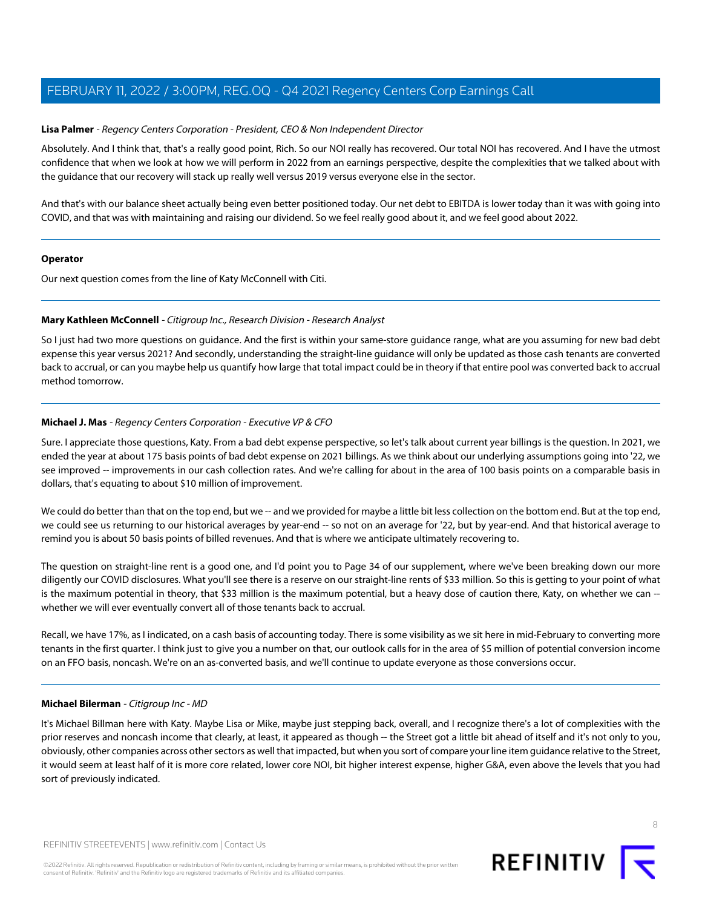**Lisa Palmer** - *Regency Centers Corporation - President, CEO & Non Independent Director*

Absolutely. And I think that, that's a really good point, Rich. So our NOI really has recovered. Our total NOI has recovered. And I have the utmost confidence that when we look at how we will perform in 2022 from an earnings perspective, despite the complexities that we talked about with the guidance that our recovery will stack up really well versus 2019 versus everyone else in the sector.

And that's with our balance sheet actually being even better positioned today. Our net debt to EBITDA is lower today than it was with going into COVID, and that was with maintaining and raising our dividend. So we feel really good about it, and we feel good about 2022.

---

**Operator**

Our next question comes from the line of Katy McConnell with Citi.

---

**Mary Kathleen McConnell** - *Citigroup Inc., Research Division - Research Analyst*

So I just had two more questions on guidance. And the first is within your same-store guidance range, what are you assuming for new bad debt expense this year versus 2021? And secondly, understanding the straight-line guidance will only be updated as those cash tenants are converted back to accrual, or can you maybe help us quantify how large that total impact could be in theory if that entire pool was converted back to accrual method tomorrow.

---

**Michael J. Mas** - *Regency Centers Corporation - Executive VP & CFO*

Sure. I appreciate those questions, Katy. From a bad debt expense perspective, so let's talk about current year billings is the question. In 2021, we ended the year at about 175 basis points of bad debt expense on 2021 billings. As we think about our underlying assumptions going into '22, we see improved -- improvements in our cash collection rates. And we're calling for about in the area of 100 basis points on a comparable basis in dollars, that's equating to about $10 million of improvement.

We could do better than that on the top end, but we -- and we provided for maybe a little bit less collection on the bottom end. But at the top end, we could see us returning to our historical averages by year-end -- so not on an average for '22, but by year-end. And that historical average to remind you is about 50 basis points of billed revenues. And that is where we anticipate ultimately recovering to.

The question on straight-line rent is a good one, and I'd point you to Page 34 of our supplement, where we've been breaking down our more diligently our COVID disclosures. What you'll see there is a reserve on our straight-line rents of $33 million. So this is getting to your point of what is the maximum potential in theory, that $33 million is the maximum potential, but a heavy dose of caution there, Katy, on whether we can -- whether we will ever eventually convert all of those tenants back to accrual.

Recall, we have 17%, as I indicated, on a cash basis of accounting today. There is some visibility as we sit here in mid-February to converting more tenants in the first quarter. I think just to give you a number on that, our outlook calls for in the area of $5 million of potential conversion income on an FFO basis, noncash. We're on an as-converted basis, and we'll continue to update everyone as those conversions occur.

---

**Michael Bilerman** - *Citigroup Inc - MD*

It's Michael Billman here with Katy. Maybe Lisa or Mike, maybe just stepping back, overall, and I recognize there's a lot of complexities with the prior reserves and noncash income that clearly, at least, it appeared as though -- the Street got a little bit ahead of itself and it's not only to you, obviously, other companies across other sectors as well that impacted, but when you sort of compare your line item guidance relative to the Street, it would seem at least half of it is more core related, lower core NOI, bit higher interest expense, higher G&A, even above the levels that you had sort of previously indicated.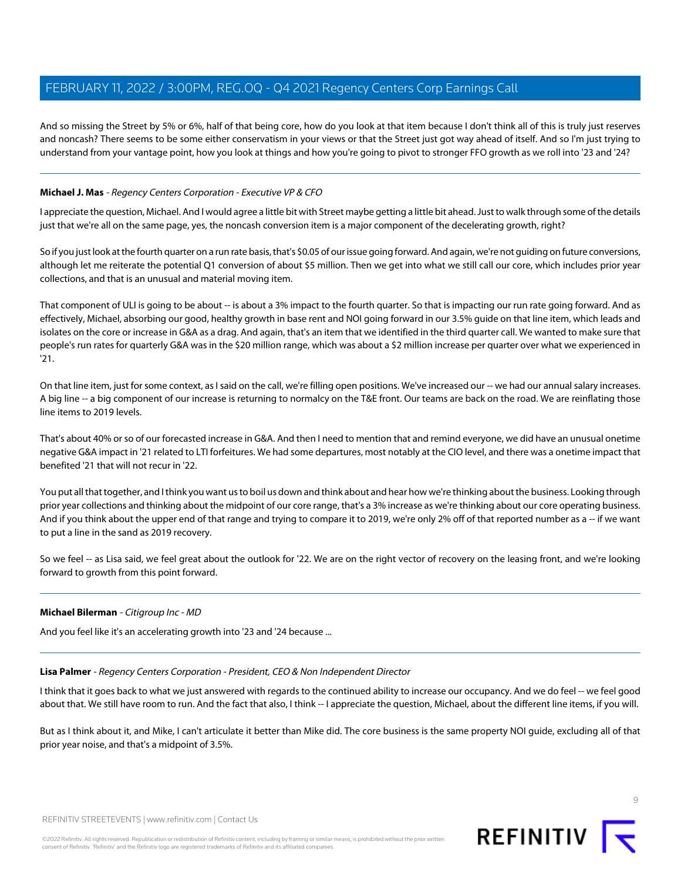And so missing the Street by 5% or 6%, half of that being core, how do you look at that item because I don't think all of this is truly just reserves and noncash? There seems to be some either conservatism in your views or that the Street just got way ahead of itself. And so I'm just trying to understand from your vantage point, how you look at things and how you're going to pivot to stronger FFO growth as we roll into '23 and '24?

---

**Michael J. Mas** - *Regency Centers Corporation - Executive VP & CFO*

I appreciate the question, Michael. And I would agree a little bit with Street maybe getting a little bit ahead. Just to walk through some of the details just that we're all on the same page, yes, the noncash conversion item is a major component of the decelerating growth, right?

So if you just look at the fourth quarter on a run rate basis, that's $0.05 of our issue going forward. And again, we're not guiding on future conversions, although let me reiterate the potential Q1 conversion of about $5 million. Then we get into what we still call our core, which includes prior year collections, and that is an unusual and material moving item.

That component of ULI is going to be about -- is about a 3% impact to the fourth quarter. So that is impacting our run rate going forward. And as effectively, Michael, absorbing our good, healthy growth in base rent and NOI going forward in our 3.5% guide on that line item, which leads and isolates on the core or increase in G&A as a drag. And again, that's an item that we identified in the third quarter call. We wanted to make sure that people's run rates for quarterly G&A was in the $20 million range, which was about a $2 million increase per quarter over what we experienced in '21.

On that line item, just for some context, as I said on the call, we're filling open positions. We've increased our -- we had our annual salary increases. A big line -- a big component of our increase is returning to normalcy on the T&E front. Our teams are back on the road. We are reinflating those line items to 2019 levels.

That's about 40% or so of our forecasted increase in G&A. And then I need to mention that and remind everyone, we did have an unusual onetime negative G&A impact in '21 related to LTI forfeitures. We had some departures, most notably at the CIO level, and there was a onetime impact that benefited '21 that will not recur in '22.

You put all that together, and I think you want us to boil us down and think about and hear how we're thinking about the business. Looking through prior year collections and thinking about the midpoint of our core range, that's a 3% increase as we're thinking about our core operating business. And if you think about the upper end of that range and trying to compare it to 2019, we're only 2% off of that reported number as a -- if we want to put a line in the sand as 2019 recovery.

So we feel -- as Lisa said, we feel great about the outlook for '22. We are on the right vector of recovery on the leasing front, and we're looking forward to growth from this point forward.

---

**Michael Bilerman** - *Citigroup Inc - MD*

And you feel like it's an accelerating growth into '23 and '24 because ...

---

**Lisa Palmer** - *Regency Centers Corporation - President, CEO & Non Independent Director*

I think that it goes back to what we just answered with regards to the continued ability to increase our occupancy. And we do feel -- we feel good about that. We still have room to run. And the fact that also, I think -- I appreciate the question, Michael, about the different line items, if you will.

But as I think about it, and Mike, I can't articulate it better than Mike did. The core business is the same property NOI guide, excluding all of that prior year noise, and that's a midpoint of 3.5%.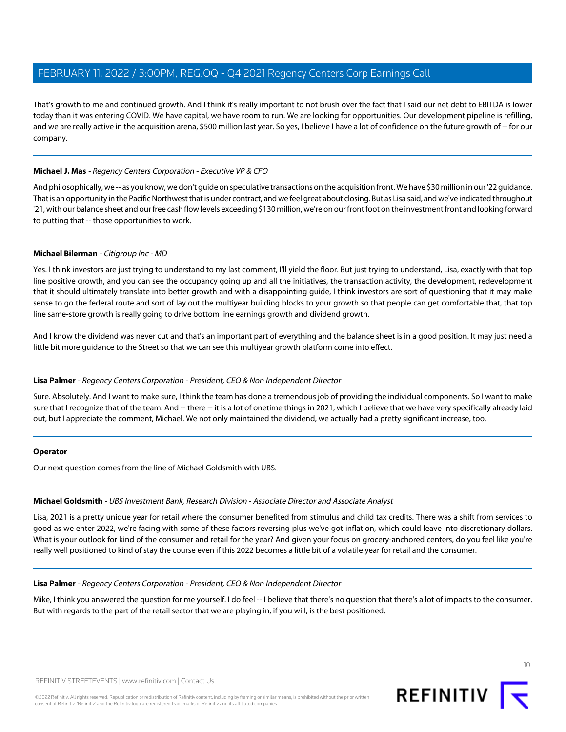That's growth to me and continued growth. And I think it's really important to not brush over the fact that I said our net debt to EBITDA is lower today than it was entering COVID. We have capital, we have room to run. We are looking for opportunities. Our development pipeline is refilling, and we are really active in the acquisition arena, $500 million last year. So yes, I believe I have a lot of confidence on the future growth of -- for our company.

---

**Michael J. Mas** - *Regency Centers Corporation - Executive VP & CFO*

And philosophically, we -- as you know, we don't guide on speculative transactions on the acquisition front. We have $30 million in our '22 guidance. That is an opportunity in the Pacific Northwest that is under contract, and we feel great about closing. But as Lisa said, and we've indicated throughout '21, with our balance sheet and our free cash flow levels exceeding $130 million, we're on our front foot on the investment front and looking forward to putting that -- those opportunities to work.

---

**Michael Bilerman** - *Citigroup Inc - MD*

Yes. I think investors are just trying to understand to my last comment, I'll yield the floor. But just trying to understand, Lisa, exactly with that top line positive growth, and you can see the occupancy going up and all the initiatives, the transaction activity, the development, redevelopment that it should ultimately translate into better growth and with a disappointing guide, I think investors are sort of questioning that it may make sense to go the federal route and sort of lay out the multiyear building blocks to your growth so that people can get comfortable that, that top line same-store growth is really going to drive bottom line earnings growth and dividend growth.

And I know the dividend was never cut and that's an important part of everything and the balance sheet is in a good position. It may just need a little bit more guidance to the Street so that we can see this multiyear growth platform come into effect.

---

**Lisa Palmer** - *Regency Centers Corporation - President, CEO & Non Independent Director*

Sure. Absolutely. And I want to make sure, I think the team has done a tremendous job of providing the individual components. So I want to make sure that I recognize that of the team. And -- there -- it is a lot of onetime things in 2021, which I believe that we have very specifically already laid out, but I appreciate the comment, Michael. We not only maintained the dividend, we actually had a pretty significant increase, too.

---

**Operator**

Our next question comes from the line of Michael Goldsmith with UBS.

---

**Michael Goldsmith** - *UBS Investment Bank, Research Division - Associate Director and Associate Analyst*

Lisa, 2021 is a pretty unique year for retail where the consumer benefited from stimulus and child tax credits. There was a shift from services to good as we enter 2022, we're facing with some of these factors reversing plus we've got inflation, which could leave into discretionary dollars. What is your outlook for kind of the consumer and retail for the year? And given your focus on grocery-anchored centers, do you feel like you're really well positioned to kind of stay the course even if this 2022 becomes a little bit of a volatile year for retail and the consumer.

---

**Lisa Palmer** - *Regency Centers Corporation - President, CEO & Non Independent Director*

Mike, I think you answered the question for me yourself. I do feel -- I believe that there's no question that there's a lot of impacts to the consumer. But with regards to the part of the retail sector that we are playing in, if you will, is the best positioned.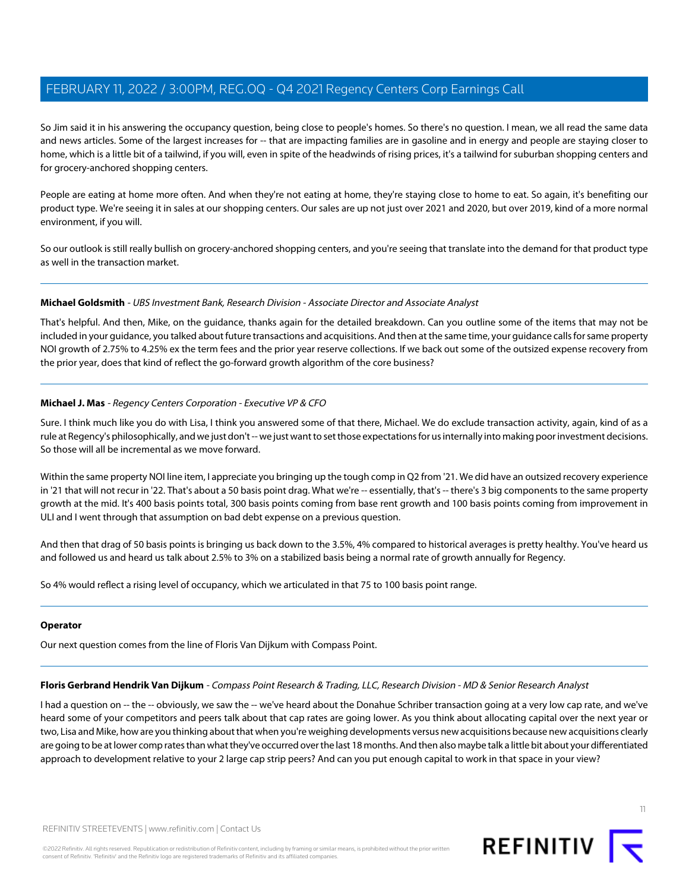So Jim said it in his answering the occupancy question, being close to people's homes. So there's no question. I mean, we all read the same data and news articles. Some of the largest increases for -- that are impacting families are in gasoline and in energy and people are staying closer to home, which is a little bit of a tailwind, if you will, even in spite of the headwinds of rising prices, it's a tailwind for suburban shopping centers and for grocery-anchored shopping centers.

People are eating at home more often. And when they're not eating at home, they're staying close to home to eat. So again, it's benefiting our product type. We're seeing it in sales at our shopping centers. Our sales are up not just over 2021 and 2020, but over 2019, kind of a more normal environment, if you will.

So our outlook is still really bullish on grocery-anchored shopping centers, and you're seeing that translate into the demand for that product type as well in the transaction market.

---

**Michael Goldsmith** - *UBS Investment Bank, Research Division - Associate Director and Associate Analyst*

That's helpful. And then, Mike, on the guidance, thanks again for the detailed breakdown. Can you outline some of the items that may not be included in your guidance, you talked about future transactions and acquisitions. And then at the same time, your guidance calls for same property NOI growth of 2.75% to 4.25% ex the term fees and the prior year reserve collections. If we back out some of the outsized expense recovery from the prior year, does that kind of reflect the go-forward growth algorithm of the core business?

---

**Michael J. Mas** - *Regency Centers Corporation - Executive VP & CFO*

Sure. I think much like you do with Lisa, I think you answered some of that there, Michael. We do exclude transaction activity, again, kind of as a rule at Regency's philosophically, and we just don't -- we just want to set those expectations for us internally into making poor investment decisions. So those will all be incremental as we move forward.

Within the same property NOI line item, I appreciate you bringing up the tough comp in Q2 from '21. We did have an outsized recovery experience in '21 that will not recur in '22. That's about a 50 basis point drag. What we're -- essentially, that's -- there's 3 big components to the same property growth at the mid. It's 400 basis points total, 300 basis points coming from base rent growth and 100 basis points coming from improvement in ULI and I went through that assumption on bad debt expense on a previous question.

And then that drag of 50 basis points is bringing us back down to the 3.5%, 4% compared to historical averages is pretty healthy. You've heard us and followed us and heard us talk about 2.5% to 3% on a stabilized basis being a normal rate of growth annually for Regency.

So 4% would reflect a rising level of occupancy, which we articulated in that 75 to 100 basis point range.

---

**Operator**

Our next question comes from the line of Floris Van Dijkum with Compass Point.

---

**Floris Gerbrand Hendrik Van Dijkum** - *Compass Point Research & Trading, LLC, Research Division - MD & Senior Research Analyst*

I had a question on -- the -- obviously, we saw the -- we've heard about the Donahue Schriber transaction going at a very low cap rate, and we've heard some of your competitors and peers talk about that cap rates are going lower. As you think about allocating capital over the next year or two, Lisa and Mike, how are you thinking about that when you're weighing developments versus new acquisitions because new acquisitions clearly are going to be at lower comp rates than what they've occurred over the last 18 months. And then also maybe talk a little bit about your differentiated approach to development relative to your 2 large cap strip peers? And can you put enough capital to work in that space in your view?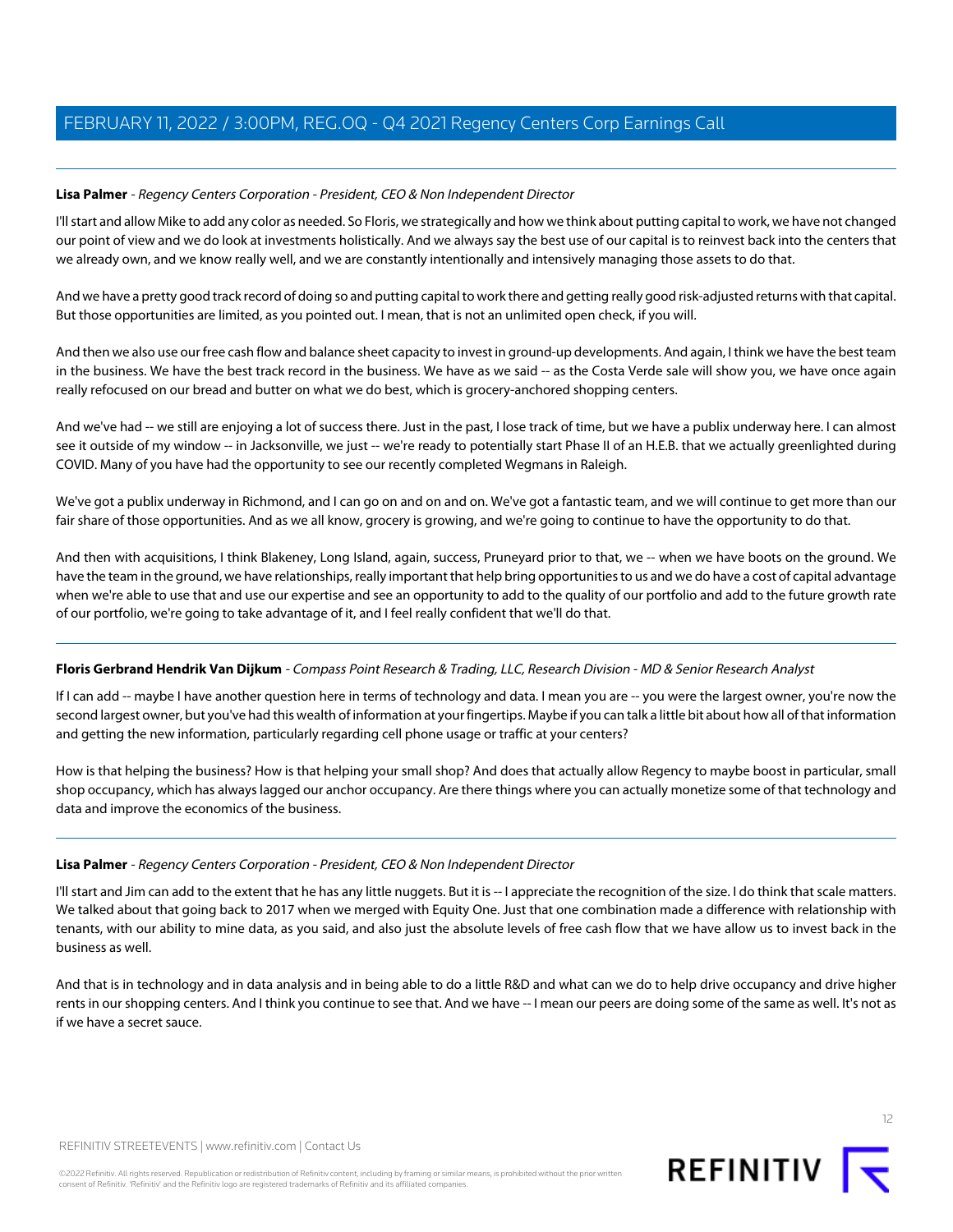**Lisa Palmer** - *Regency Centers Corporation - President, CEO & Non Independent Director*

I'll start and allow Mike to add any color as needed. So Floris, we strategically and how we think about putting capital to work, we have not changed our point of view and we do look at investments holistically. And we always say the best use of our capital is to reinvest back into the centers that we already own, and we know really well, and we are constantly intentionally and intensively managing those assets to do that.

And we have a pretty good track record of doing so and putting capital to work there and getting really good risk-adjusted returns with that capital. But those opportunities are limited, as you pointed out. I mean, that is not an unlimited open check, if you will.

And then we also use our free cash flow and balance sheet capacity to invest in ground-up developments. And again, I think we have the best team in the business. We have the best track record in the business. We have as we said -- as the Costa Verde sale will show you, we have once again really refocused on our bread and butter on what we do best, which is grocery-anchored shopping centers.

And we've had -- we still are enjoying a lot of success there. Just in the past, I lose track of time, but we have a publix underway here. I can almost see it outside of my window -- in Jacksonville, we just -- we're ready to potentially start Phase II of an H.E.B. that we actually greenlighted during COVID. Many of you have had the opportunity to see our recently completed Wegmans in Raleigh.

We've got a publix underway in Richmond, and I can go on and on and on. We've got a fantastic team, and we will continue to get more than our fair share of those opportunities. And as we all know, grocery is growing, and we're going to continue to have the opportunity to do that.

And then with acquisitions, I think Blakeney, Long Island, again, success, Pruneyard prior to that, we -- when we have boots on the ground. We have the team in the ground, we have relationships, really important that help bring opportunities to us and we do have a cost of capital advantage when we're able to use that and use our expertise and see an opportunity to add to the quality of our portfolio and add to the future growth rate of our portfolio, we're going to take advantage of it, and I feel really confident that we'll do that.

---

**Floris Gerbrand Hendrik Van Dijkum** - *Compass Point Research & Trading, LLC, Research Division - MD & Senior Research Analyst*

If I can add -- maybe I have another question here in terms of technology and data. I mean you are -- you were the largest owner, you're now the second largest owner, but you've had this wealth of information at your fingertips. Maybe if you can talk a little bit about how all of that information and getting the new information, particularly regarding cell phone usage or traffic at your centers?

How is that helping the business? How is that helping your small shop? And does that actually allow Regency to maybe boost in particular, small shop occupancy, which has always lagged our anchor occupancy. Are there things where you can actually monetize some of that technology and data and improve the economics of the business.

---

**Lisa Palmer** - *Regency Centers Corporation - President, CEO & Non Independent Director*

I'll start and Jim can add to the extent that he has any little nuggets. But it is -- I appreciate the recognition of the size. I do think that scale matters. We talked about that going back to 2017 when we merged with Equity One. Just that one combination made a difference with relationship with tenants, with our ability to mine data, as you said, and also just the absolute levels of free cash flow that we have allow us to invest back in the business as well.

And that is in technology and in data analysis and in being able to do a little R&D and what can we do to help drive occupancy and drive higher rents in our shopping centers. And I think you continue to see that. And we have -- I mean our peers are doing some of the same as well. It's not as if we have a secret sauce.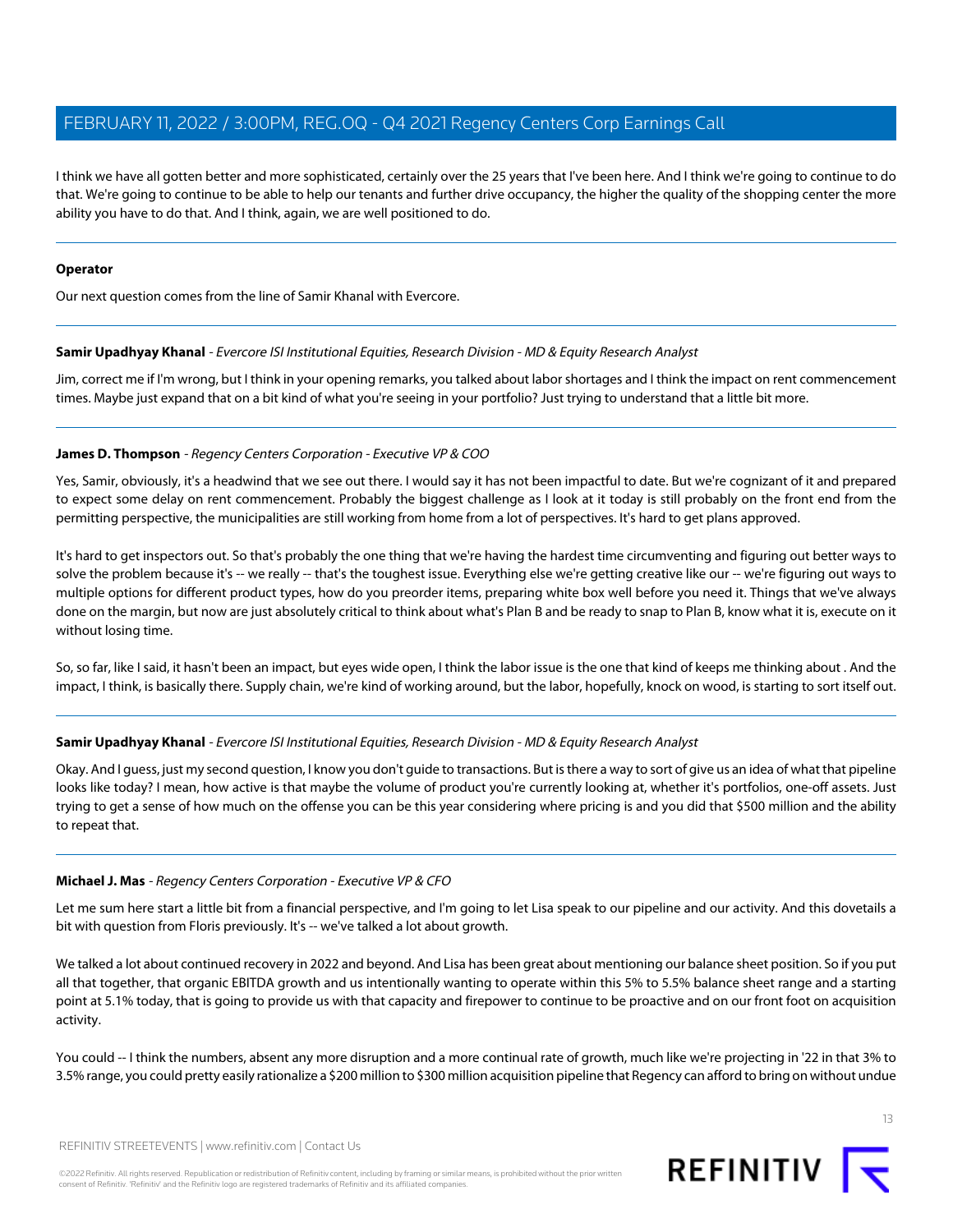I think we have all gotten better and more sophisticated, certainly over the 25 years that I've been here. And I think we're going to continue to do that. We're going to continue to be able to help our tenants and further drive occupancy, the higher the quality of the shopping center the more ability you have to do that. And I think, again, we are well positioned to do.

---

**Operator**

Our next question comes from the line of Samir Khanal with Evercore.

---

**Samir Upadhyay Khanal** - *Evercore ISI Institutional Equities, Research Division - MD & Equity Research Analyst*

Jim, correct me if I'm wrong, but I think in your opening remarks, you talked about labor shortages and I think the impact on rent commencement times. Maybe just expand that on a bit kind of what you're seeing in your portfolio? Just trying to understand that a little bit more.

---

**James D. Thompson** - *Regency Centers Corporation - Executive VP & COO*

Yes, Samir, obviously, it's a headwind that we see out there. I would say it has not been impactful to date. But we're cognizant of it and prepared to expect some delay on rent commencement. Probably the biggest challenge as I look at it today is still probably on the front end from the permitting perspective, the municipalities are still working from home from a lot of perspectives. It's hard to get plans approved.

It's hard to get inspectors out. So that's probably the one thing that we're having the hardest time circumventing and figuring out better ways to solve the problem because it's -- we really -- that's the toughest issue. Everything else we're getting creative like our -- we're figuring out ways to multiple options for different product types, how do you preorder items, preparing white box well before you need it. Things that we've always done on the margin, but now are just absolutely critical to think about what's Plan B and be ready to snap to Plan B, know what it is, execute on it without losing time.

So, so far, like I said, it hasn't been an impact, but eyes wide open, I think the labor issue is the one that kind of keeps me thinking about . And the impact, I think, is basically there. Supply chain, we're kind of working around, but the labor, hopefully, knock on wood, is starting to sort itself out.

---

**Samir Upadhyay Khanal** - *Evercore ISI Institutional Equities, Research Division - MD & Equity Research Analyst*

Okay. And I guess, just my second question, I know you don't guide to transactions. But is there a way to sort of give us an idea of what that pipeline looks like today? I mean, how active is that maybe the volume of product you're currently looking at, whether it's portfolios, one-off assets. Just trying to get a sense of how much on the offense you can be this year considering where pricing is and you did that $500 million and the ability to repeat that.

---

**Michael J. Mas** - *Regency Centers Corporation - Executive VP & CFO*

Let me sum here start a little bit from a financial perspective, and I'm going to let Lisa speak to our pipeline and our activity. And this dovetails a bit with question from Floris previously. It's -- we've talked a lot about growth.

We talked a lot about continued recovery in 2022 and beyond. And Lisa has been great about mentioning our balance sheet position. So if you put all that together, that organic EBITDA growth and us intentionally wanting to operate within this 5% to 5.5% balance sheet range and a starting point at 5.1% today, that is going to provide us with that capacity and firepower to continue to be proactive and on our front foot on acquisition activity.

You could -- I think the numbers, absent any more disruption and a more continual rate of growth, much like we're projecting in '22 in that 3% to 3.5% range, you could pretty easily rationalize a $200 million to $300 million acquisition pipeline that Regency can afford to bring on without undue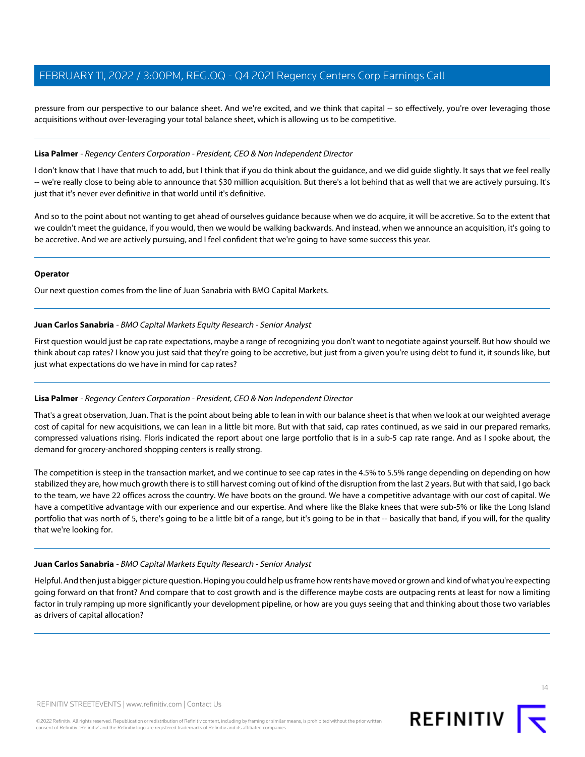pressure from our perspective to our balance sheet. And we're excited, and we think that capital -- so effectively, you're over leveraging those acquisitions without over-leveraging your total balance sheet, which is allowing us to be competitive.

---

**Lisa Palmer** - *Regency Centers Corporation - President, CEO & Non Independent Director*

I don't know that I have that much to add, but I think that if you do think about the guidance, and we did guide slightly. It says that we feel really -- we're really close to being able to announce that $30 million acquisition. But there's a lot behind that as well that we are actively pursuing. It's just that it's never ever definitive in that world until it's definitive.

And so to the point about not wanting to get ahead of ourselves guidance because when we do acquire, it will be accretive. So to the extent that we couldn't meet the guidance, if you would, then we would be walking backwards. And instead, when we announce an acquisition, it's going to be accretive. And we are actively pursuing, and I feel confident that we're going to have some success this year.

---

**Operator**

Our next question comes from the line of Juan Sanabria with BMO Capital Markets.

---

**Juan Carlos Sanabria** - *BMO Capital Markets Equity Research - Senior Analyst*

First question would just be cap rate expectations, maybe a range of recognizing you don't want to negotiate against yourself. But how should we think about cap rates? I know you just said that they're going to be accretive, but just from a given you're using debt to fund it, it sounds like, but just what expectations do we have in mind for cap rates?

---

**Lisa Palmer** - *Regency Centers Corporation - President, CEO & Non Independent Director*

That's a great observation, Juan. That is the point about being able to lean in with our balance sheet is that when we look at our weighted average cost of capital for new acquisitions, we can lean in a little bit more. But with that said, cap rates continued, as we said in our prepared remarks, compressed valuations rising. Floris indicated the report about one large portfolio that is in a sub-5 cap rate range. And as I spoke about, the demand for grocery-anchored shopping centers is really strong.

The competition is steep in the transaction market, and we continue to see cap rates in the 4.5% to 5.5% range depending on depending on how stabilized they are, how much growth there is to still harvest coming out of kind of the disruption from the last 2 years. But with that said, I go back to the team, we have 22 offices across the country. We have boots on the ground. We have a competitive advantage with our cost of capital. We have a competitive advantage with our experience and our expertise. And where like the Blake knees that were sub-5% or like the Long Island portfolio that was north of 5, there's going to be a little bit of a range, but it's going to be in that -- basically that band, if you will, for the quality that we're looking for.

---

**Juan Carlos Sanabria** - *BMO Capital Markets Equity Research - Senior Analyst*

Helpful. And then just a bigger picture question. Hoping you could help us frame how rents have moved or grown and kind of what you're expecting going forward on that front? And compare that to cost growth and is the difference maybe costs are outpacing rents at least for now a limiting factor in truly ramping up more significantly your development pipeline, or how are you guys seeing that and thinking about those two variables as drivers of capital allocation?

---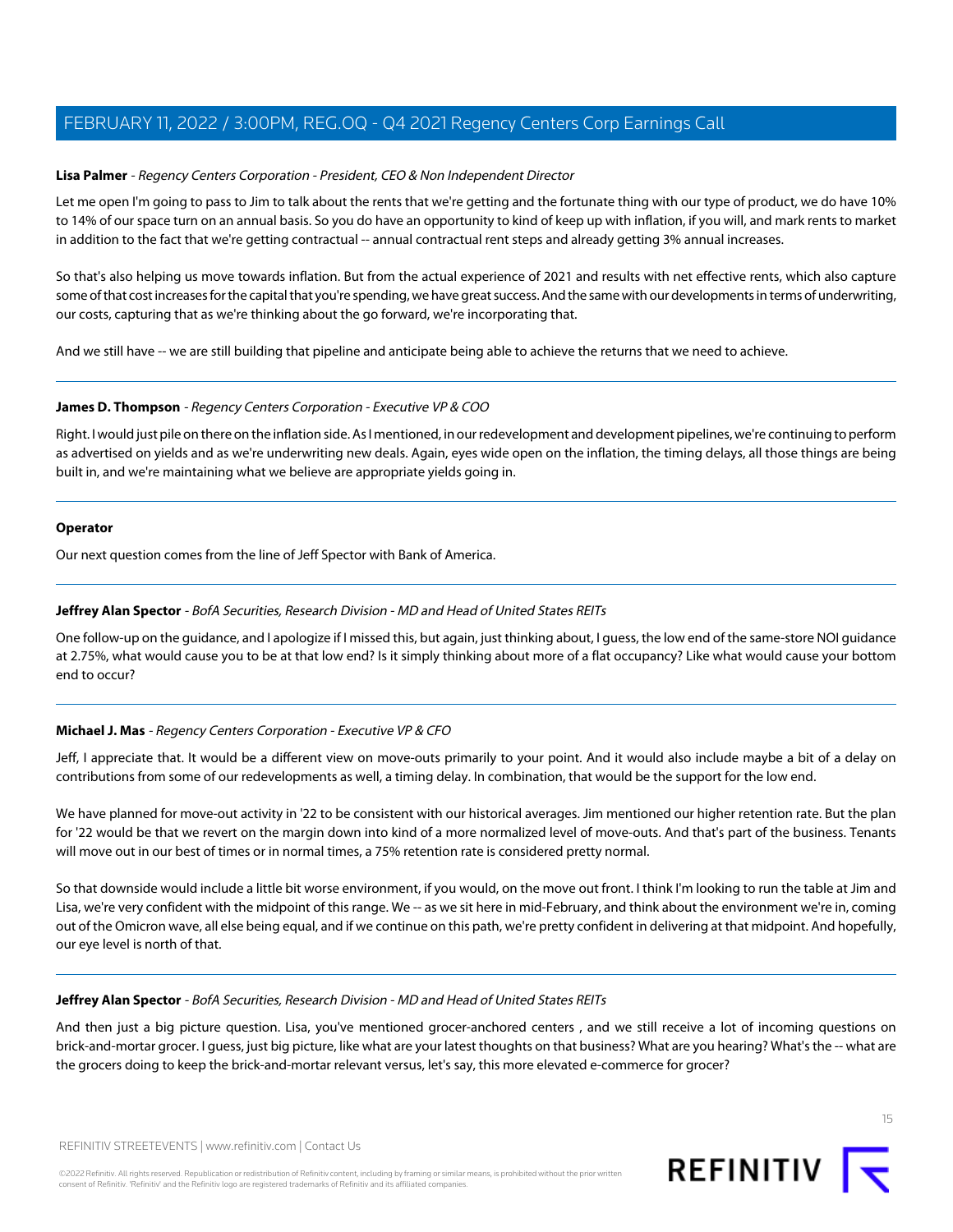**Lisa Palmer** - *Regency Centers Corporation - President, CEO & Non Independent Director*

Let me open I'm going to pass to Jim to talk about the rents that we're getting and the fortunate thing with our type of product, we do have 10% to 14% of our space turn on an annual basis. So you do have an opportunity to kind of keep up with inflation, if you will, and mark rents to market in addition to the fact that we're getting contractual -- annual contractual rent steps and already getting 3% annual increases.

So that's also helping us move towards inflation. But from the actual experience of 2021 and results with net effective rents, which also capture some of that cost increases for the capital that you're spending, we have great success. And the same with our developments in terms of underwriting, our costs, capturing that as we're thinking about the go forward, we're incorporating that.

And we still have -- we are still building that pipeline and anticipate being able to achieve the returns that we need to achieve.

---

**James D. Thompson** - *Regency Centers Corporation - Executive VP & COO*

Right. I would just pile on there on the inflation side. As I mentioned, in our redevelopment and development pipelines, we're continuing to perform as advertised on yields and as we're underwriting new deals. Again, eyes wide open on the inflation, the timing delays, all those things are being built in, and we're maintaining what we believe are appropriate yields going in.

---

**Operator**

Our next question comes from the line of Jeff Spector with Bank of America.

---

**Jeffrey Alan Spector** - *BofA Securities, Research Division - MD and Head of United States REITs*

One follow-up on the guidance, and I apologize if I missed this, but again, just thinking about, I guess, the low end of the same-store NOI guidance at 2.75%, what would cause you to be at that low end? Is it simply thinking about more of a flat occupancy? Like what would cause your bottom end to occur?

---

**Michael J. Mas** - *Regency Centers Corporation - Executive VP & CFO*

Jeff, I appreciate that. It would be a different view on move-outs primarily to your point. And it would also include maybe a bit of a delay on contributions from some of our redevelopments as well, a timing delay. In combination, that would be the support for the low end.

We have planned for move-out activity in '22 to be consistent with our historical averages. Jim mentioned our higher retention rate. But the plan for '22 would be that we revert on the margin down into kind of a more normalized level of move-outs. And that's part of the business. Tenants will move out in our best of times or in normal times, a 75% retention rate is considered pretty normal.

So that downside would include a little bit worse environment, if you would, on the move out front. I think I'm looking to run the table at Jim and Lisa, we're very confident with the midpoint of this range. We -- as we sit here in mid-February, and think about the environment we're in, coming out of the Omicron wave, all else being equal, and if we continue on this path, we're pretty confident in delivering at that midpoint. And hopefully, our eye level is north of that.

---

**Jeffrey Alan Spector** - *BofA Securities, Research Division - MD and Head of United States REITs*

And then just a big picture question. Lisa, you've mentioned grocer-anchored centers , and we still receive a lot of incoming questions on brick-and-mortar grocer. I guess, just big picture, like what are your latest thoughts on that business? What are you hearing? What's the -- what are the grocers doing to keep the brick-and-mortar relevant versus, let's say, this more elevated e-commerce for grocer?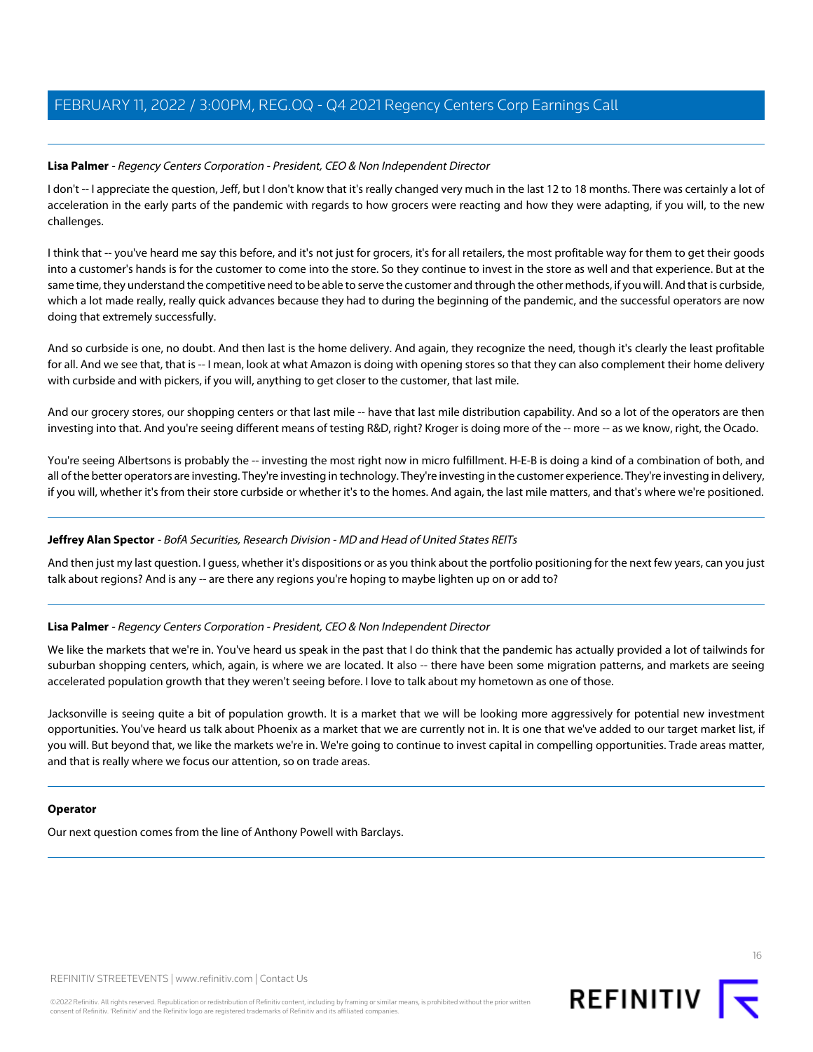**Lisa Palmer** - *Regency Centers Corporation - President, CEO & Non Independent Director*

I don't -- I appreciate the question, Jeff, but I don't know that it's really changed very much in the last 12 to 18 months. There was certainly a lot of acceleration in the early parts of the pandemic with regards to how grocers were reacting and how they were adapting, if you will, to the new challenges.

I think that -- you've heard me say this before, and it's not just for grocers, it's for all retailers, the most profitable way for them to get their goods into a customer's hands is for the customer to come into the store. So they continue to invest in the store as well and that experience. But at the same time, they understand the competitive need to be able to serve the customer and through the other methods, if you will. And that is curbside, which a lot made really, really quick advances because they had to during the beginning of the pandemic, and the successful operators are now doing that extremely successfully.

And so curbside is one, no doubt. And then last is the home delivery. And again, they recognize the need, though it's clearly the least profitable for all. And we see that, that is -- I mean, look at what Amazon is doing with opening stores so that they can also complement their home delivery with curbside and with pickers, if you will, anything to get closer to the customer, that last mile.

And our grocery stores, our shopping centers or that last mile -- have that last mile distribution capability. And so a lot of the operators are then investing into that. And you're seeing different means of testing R&D, right? Kroger is doing more of the -- more -- as we know, right, the Ocado.

You're seeing Albertsons is probably the -- investing the most right now in micro fulfillment. H-E-B is doing a kind of a combination of both, and all of the better operators are investing. They're investing in technology. They're investing in the customer experience. They're investing in delivery, if you will, whether it's from their store curbside or whether it's to the homes. And again, the last mile matters, and that's where we're positioned.

---

**Jeffrey Alan Spector** - *BofA Securities, Research Division - MD and Head of United States REITs*

And then just my last question. I guess, whether it's dispositions or as you think about the portfolio positioning for the next few years, can you just talk about regions? And is any -- are there any regions you're hoping to maybe lighten up on or add to?

---

**Lisa Palmer** - *Regency Centers Corporation - President, CEO & Non Independent Director*

We like the markets that we're in. You've heard us speak in the past that I do think that the pandemic has actually provided a lot of tailwinds for suburban shopping centers, which, again, is where we are located. It also -- there have been some migration patterns, and markets are seeing accelerated population growth that they weren't seeing before. I love to talk about my hometown as one of those.

Jacksonville is seeing quite a bit of population growth. It is a market that we will be looking more aggressively for potential new investment opportunities. You've heard us talk about Phoenix as a market that we are currently not in. It is one that we've added to our target market list, if you will. But beyond that, we like the markets we're in. We're going to continue to invest capital in compelling opportunities. Trade areas matter, and that is really where we focus our attention, so on trade areas.

---

**Operator**

Our next question comes from the line of Anthony Powell with Barclays.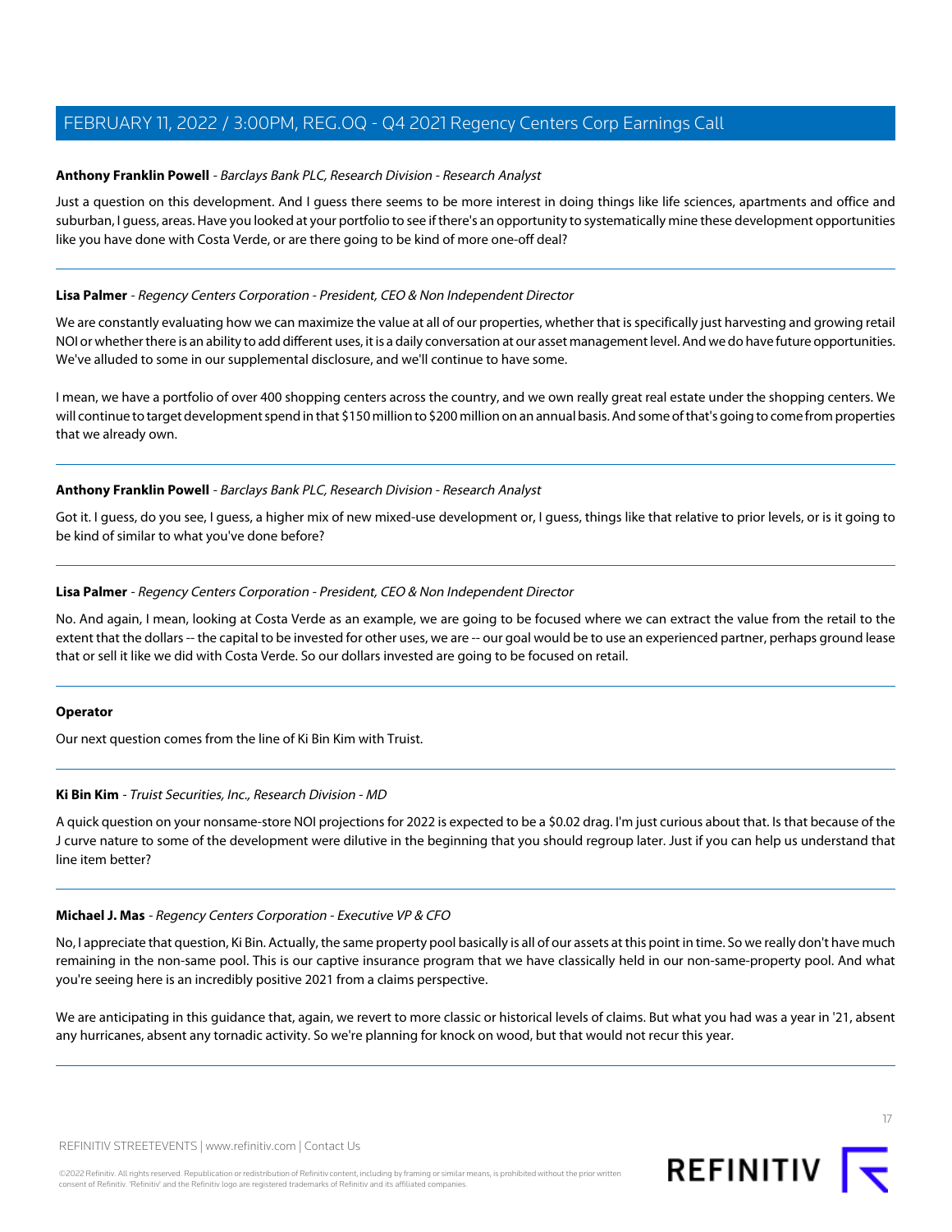**Anthony Franklin Powell** - *Barclays Bank PLC, Research Division - Research Analyst*

Just a question on this development. And I guess there seems to be more interest in doing things like life sciences, apartments and office and suburban, I guess, areas. Have you looked at your portfolio to see if there's an opportunity to systematically mine these development opportunities like you have done with Costa Verde, or are there going to be kind of more one-off deal?

---

**Lisa Palmer** - *Regency Centers Corporation - President, CEO & Non Independent Director*

We are constantly evaluating how we can maximize the value at all of our properties, whether that is specifically just harvesting and growing retail NOI or whether there is an ability to add different uses, it is a daily conversation at our asset management level. And we do have future opportunities. We've alluded to some in our supplemental disclosure, and we'll continue to have some.

I mean, we have a portfolio of over 400 shopping centers across the country, and we own really great real estate under the shopping centers. We will continue to target development spend in that $150 million to $200 million on an annual basis. And some of that's going to come from properties that we already own.

---

**Anthony Franklin Powell** - *Barclays Bank PLC, Research Division - Research Analyst*

Got it. I guess, do you see, I guess, a higher mix of new mixed-use development or, I guess, things like that relative to prior levels, or is it going to be kind of similar to what you've done before?

---

**Lisa Palmer** - *Regency Centers Corporation - President, CEO & Non Independent Director*

No. And again, I mean, looking at Costa Verde as an example, we are going to be focused where we can extract the value from the retail to the extent that the dollars -- the capital to be invested for other uses, we are -- our goal would be to use an experienced partner, perhaps ground lease that or sell it like we did with Costa Verde. So our dollars invested are going to be focused on retail.

---

**Operator**

Our next question comes from the line of Ki Bin Kim with Truist.

---

**Ki Bin Kim** - *Truist Securities, Inc., Research Division - MD*

A quick question on your nonsame-store NOI projections for 2022 is expected to be a $0.02 drag. I'm just curious about that. Is that because of the J curve nature to some of the development were dilutive in the beginning that you should regroup later. Just if you can help us understand that line item better?

---

**Michael J. Mas** - *Regency Centers Corporation - Executive VP & CFO*

No, I appreciate that question, Ki Bin. Actually, the same property pool basically is all of our assets at this point in time. So we really don't have much remaining in the non-same pool. This is our captive insurance program that we have classically held in our non-same-property pool. And what you're seeing here is an incredibly positive 2021 from a claims perspective.

We are anticipating in this guidance that, again, we revert to more classic or historical levels of claims. But what you had was a year in '21, absent any hurricanes, absent any tornadic activity. So we're planning for knock on wood, but that would not recur this year.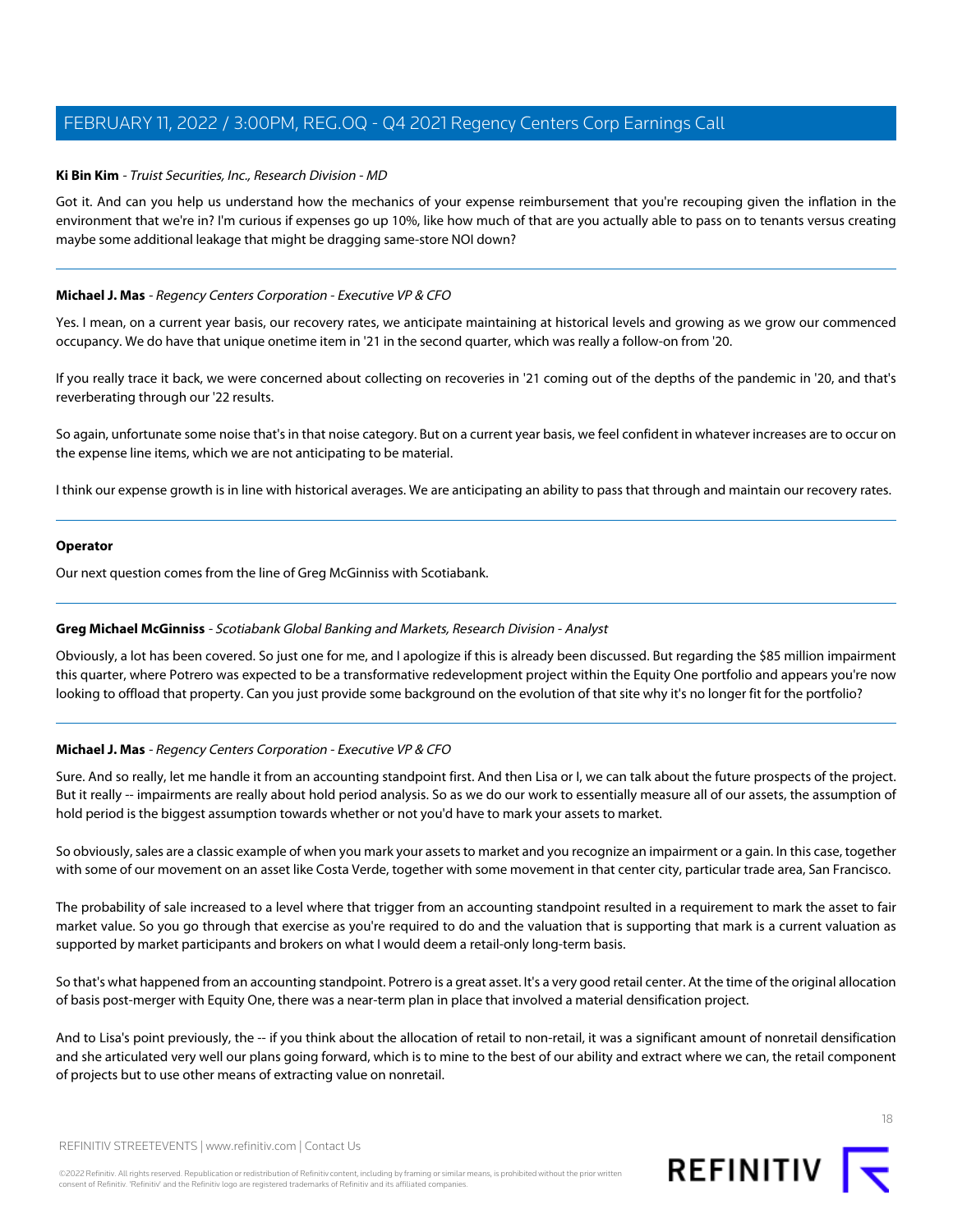**Ki Bin Kim** - *Truist Securities, Inc., Research Division - MD*

Got it. And can you help us understand how the mechanics of your expense reimbursement that you're recouping given the inflation in the environment that we're in? I'm curious if expenses go up 10%, like how much of that are you actually able to pass on to tenants versus creating maybe some additional leakage that might be dragging same-store NOI down?

---

**Michael J. Mas** - *Regency Centers Corporation - Executive VP & CFO*

Yes. I mean, on a current year basis, our recovery rates, we anticipate maintaining at historical levels and growing as we grow our commenced occupancy. We do have that unique onetime item in '21 in the second quarter, which was really a follow-on from '20.

If you really trace it back, we were concerned about collecting on recoveries in '21 coming out of the depths of the pandemic in '20, and that's reverberating through our '22 results.

So again, unfortunate some noise that's in that noise category. But on a current year basis, we feel confident in whatever increases are to occur on the expense line items, which we are not anticipating to be material.

I think our expense growth is in line with historical averages. We are anticipating an ability to pass that through and maintain our recovery rates.

---

**Operator**

Our next question comes from the line of Greg McGinniss with Scotiabank.

---

**Greg Michael McGinniss** - *Scotiabank Global Banking and Markets, Research Division - Analyst*

Obviously, a lot has been covered. So just one for me, and I apologize if this is already been discussed. But regarding the $85 million impairment this quarter, where Potrero was expected to be a transformative redevelopment project within the Equity One portfolio and appears you're now looking to offload that property. Can you just provide some background on the evolution of that site why it's no longer fit for the portfolio?

---

**Michael J. Mas** - *Regency Centers Corporation - Executive VP & CFO*

Sure. And so really, let me handle it from an accounting standpoint first. And then Lisa or I, we can talk about the future prospects of the project. But it really -- impairments are really about hold period analysis. So as we do our work to essentially measure all of our assets, the assumption of hold period is the biggest assumption towards whether or not you'd have to mark your assets to market.

So obviously, sales are a classic example of when you mark your assets to market and you recognize an impairment or a gain. In this case, together with some of our movement on an asset like Costa Verde, together with some movement in that center city, particular trade area, San Francisco.

The probability of sale increased to a level where that trigger from an accounting standpoint resulted in a requirement to mark the asset to fair market value. So you go through that exercise as you're required to do and the valuation that is supporting that mark is a current valuation as supported by market participants and brokers on what I would deem a retail-only long-term basis.

So that's what happened from an accounting standpoint. Potrero is a great asset. It's a very good retail center. At the time of the original allocation of basis post-merger with Equity One, there was a near-term plan in place that involved a material densification project.

And to Lisa's point previously, the -- if you think about the allocation of retail to non-retail, it was a significant amount of nonretail densification and she articulated very well our plans going forward, which is to mine to the best of our ability and extract where we can, the retail component of projects but to use other means of extracting value on nonretail.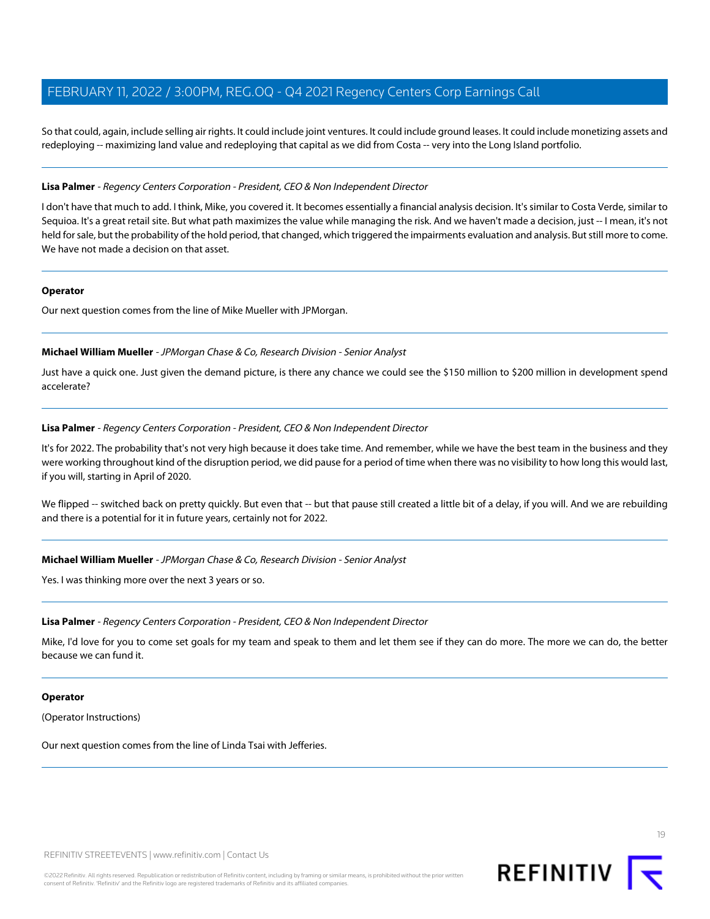So that could, again, include selling air rights. It could include joint ventures. It could include ground leases. It could include monetizing assets and redeploying -- maximizing land value and redeploying that capital as we did from Costa -- very into the Long Island portfolio.

---

**Lisa Palmer** - *Regency Centers Corporation - President, CEO & Non Independent Director*

I don't have that much to add. I think, Mike, you covered it. It becomes essentially a financial analysis decision. It's similar to Costa Verde, similar to Sequioa. It's a great retail site. But what path maximizes the value while managing the risk. And we haven't made a decision, just -- I mean, it's not held for sale, but the probability of the hold period, that changed, which triggered the impairments evaluation and analysis. But still more to come. We have not made a decision on that asset.

---

**Operator**

Our next question comes from the line of Mike Mueller with JPMorgan.

---

**Michael William Mueller** - *JPMorgan Chase & Co, Research Division - Senior Analyst*

Just have a quick one. Just given the demand picture, is there any chance we could see the $150 million to $200 million in development spend accelerate?

---

**Lisa Palmer** - *Regency Centers Corporation - President, CEO & Non Independent Director*

It's for 2022. The probability that's not very high because it does take time. And remember, while we have the best team in the business and they were working throughout kind of the disruption period, we did pause for a period of time when there was no visibility to how long this would last, if you will, starting in April of 2020.

We flipped -- switched back on pretty quickly. But even that -- but that pause still created a little bit of a delay, if you will. And we are rebuilding and there is a potential for it in future years, certainly not for 2022.

---

**Michael William Mueller** - *JPMorgan Chase & Co, Research Division - Senior Analyst*

Yes. I was thinking more over the next 3 years or so.

---

**Lisa Palmer** - *Regency Centers Corporation - President, CEO & Non Independent Director*

Mike, I'd love for you to come set goals for my team and speak to them and let them see if they can do more. The more we can do, the better because we can fund it.

---

**Operator**

(Operator Instructions)

Our next question comes from the line of Linda Tsai with Jefferies.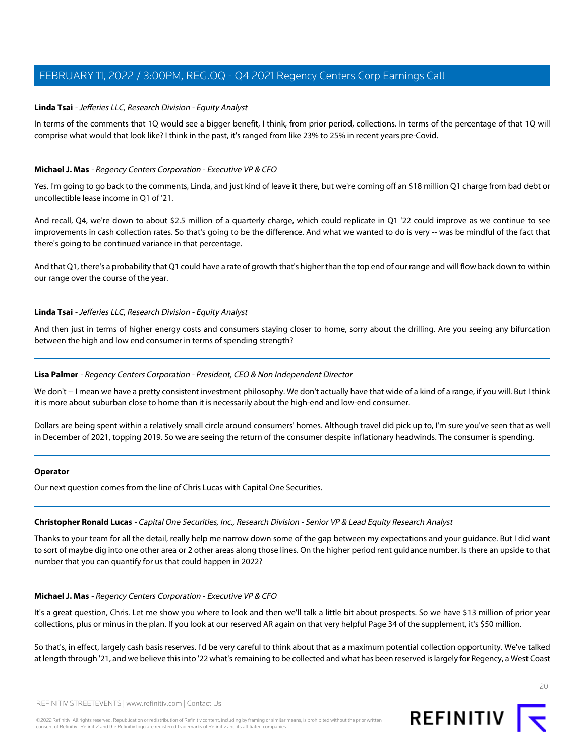**Linda Tsai** - *Jefferies LLC, Research Division - Equity Analyst*

In terms of the comments that 1Q would see a bigger benefit, I think, from prior period, collections. In terms of the percentage of that 1Q will comprise what would that look like? I think in the past, it's ranged from like 23% to 25% in recent years pre-Covid.

---

**Michael J. Mas** - *Regency Centers Corporation - Executive VP & CFO*

Yes. I'm going to go back to the comments, Linda, and just kind of leave it there, but we're coming off an $18 million Q1 charge from bad debt or uncollectible lease income in Q1 of '21.

And recall, Q4, we're down to about $2.5 million of a quarterly charge, which could replicate in Q1 '22 could improve as we continue to see improvements in cash collection rates. So that's going to be the difference. And what we wanted to do is very -- was be mindful of the fact that there's going to be continued variance in that percentage.

And that Q1, there's a probability that Q1 could have a rate of growth that's higher than the top end of our range and will flow back down to within our range over the course of the year.

---

**Linda Tsai** - *Jefferies LLC, Research Division - Equity Analyst*

And then just in terms of higher energy costs and consumers staying closer to home, sorry about the drilling. Are you seeing any bifurcation between the high and low end consumer in terms of spending strength?

---

**Lisa Palmer** - *Regency Centers Corporation - President, CEO & Non Independent Director*

We don't -- I mean we have a pretty consistent investment philosophy. We don't actually have that wide of a kind of a range, if you will. But I think it is more about suburban close to home than it is necessarily about the high-end and low-end consumer.

Dollars are being spent within a relatively small circle around consumers' homes. Although travel did pick up to, I'm sure you've seen that as well in December of 2021, topping 2019. So we are seeing the return of the consumer despite inflationary headwinds. The consumer is spending.

---

**Operator**

Our next question comes from the line of Chris Lucas with Capital One Securities.

---

**Christopher Ronald Lucas** - *Capital One Securities, Inc., Research Division - Senior VP & Lead Equity Research Analyst*

Thanks to your team for all the detail, really help me narrow down some of the gap between my expectations and your guidance. But I did want to sort of maybe dig into one other area or 2 other areas along those lines. On the higher period rent guidance number. Is there an upside to that number that you can quantify for us that could happen in 2022?

---

**Michael J. Mas** - *Regency Centers Corporation - Executive VP & CFO*

It's a great question, Chris. Let me show you where to look and then we'll talk a little bit about prospects. So we have $13 million of prior year collections, plus or minus in the plan. If you look at our reserved AR again on that very helpful Page 34 of the supplement, it's $50 million.

So that's, in effect, largely cash basis reserves. I'd be very careful to think about that as a maximum potential collection opportunity. We've talked at length through '21, and we believe this into '22 what's remaining to be collected and what has been reserved is largely for Regency, a West Coast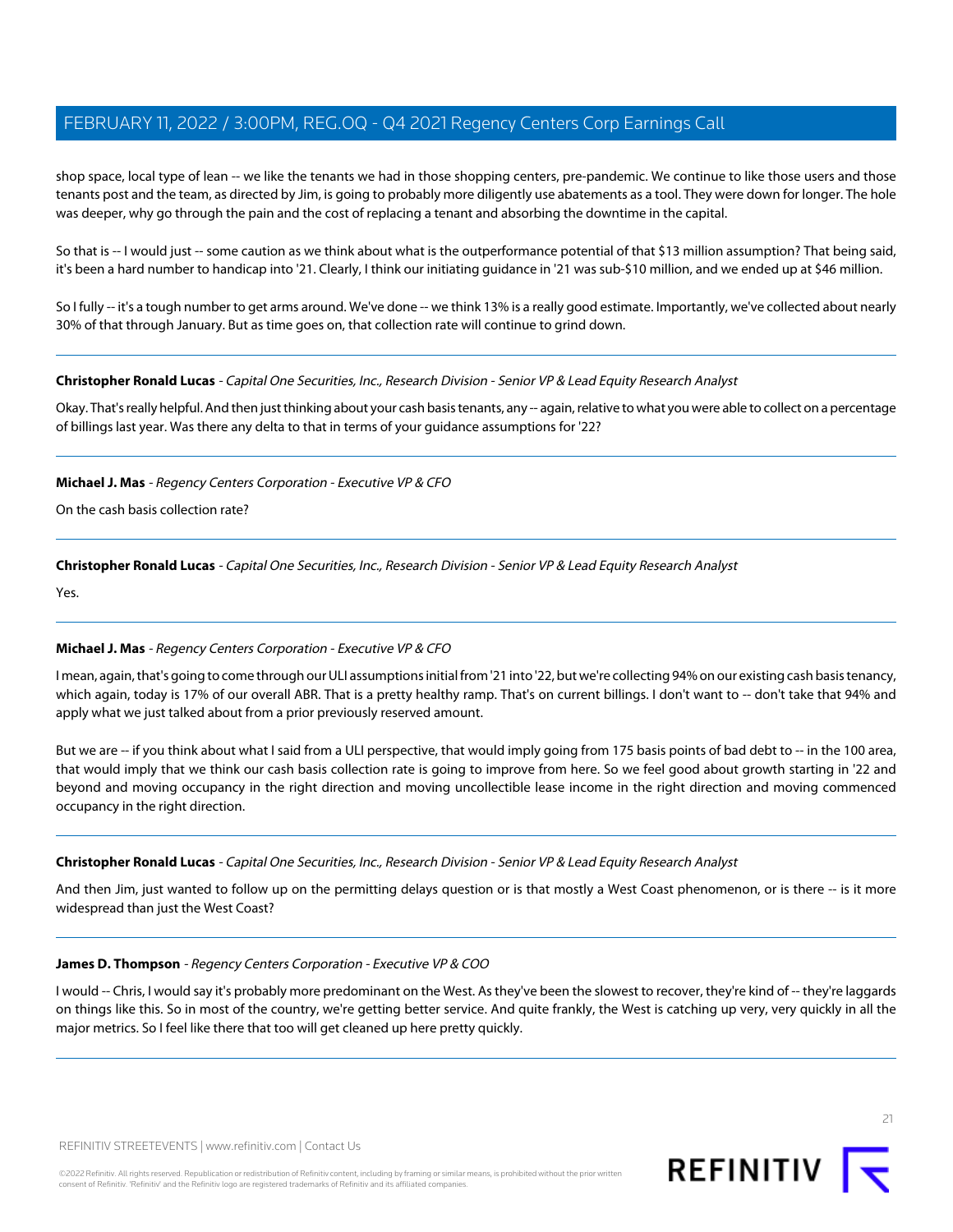shop space, local type of lean -- we like the tenants we had in those shopping centers, pre-pandemic. We continue to like those users and those tenants post and the team, as directed by Jim, is going to probably more diligently use abatements as a tool. They were down for longer. The hole was deeper, why go through the pain and the cost of replacing a tenant and absorbing the downtime in the capital.

So that is -- I would just -- some caution as we think about what is the outperformance potential of that $13 million assumption? That being said, it's been a hard number to handicap into '21. Clearly, I think our initiating guidance in '21 was sub-$10 million, and we ended up at $46 million.

So I fully -- it's a tough number to get arms around. We've done -- we think 13% is a really good estimate. Importantly, we've collected about nearly 30% of that through January. But as time goes on, that collection rate will continue to grind down.

---

**Christopher Ronald Lucas** - *Capital One Securities, Inc., Research Division - Senior VP & Lead Equity Research Analyst*

Okay. That's really helpful. And then just thinking about your cash basis tenants, any -- again, relative to what you were able to collect on a percentage of billings last year. Was there any delta to that in terms of your guidance assumptions for '22?

---

**Michael J. Mas** - *Regency Centers Corporation - Executive VP & CFO*

On the cash basis collection rate?

---

**Christopher Ronald Lucas** - *Capital One Securities, Inc., Research Division - Senior VP & Lead Equity Research Analyst*

Yes.

---

**Michael J. Mas** - *Regency Centers Corporation - Executive VP & CFO*

I mean, again, that's going to come through our ULI assumptions initial from '21 into '22, but we're collecting 94% on our existing cash basis tenancy, which again, today is 17% of our overall ABR. That is a pretty healthy ramp. That's on current billings. I don't want to -- don't take that 94% and apply what we just talked about from a prior previously reserved amount.

But we are -- if you think about what I said from a ULI perspective, that would imply going from 175 basis points of bad debt to -- in the 100 area, that would imply that we think our cash basis collection rate is going to improve from here. So we feel good about growth starting in '22 and beyond and moving occupancy in the right direction and moving uncollectible lease income in the right direction and moving commenced occupancy in the right direction.

---

**Christopher Ronald Lucas** - *Capital One Securities, Inc., Research Division - Senior VP & Lead Equity Research Analyst*

And then Jim, just wanted to follow up on the permitting delays question or is that mostly a West Coast phenomenon, or is there -- is it more widespread than just the West Coast?

---

**James D. Thompson** - *Regency Centers Corporation - Executive VP & COO*

I would -- Chris, I would say it's probably more predominant on the West. As they've been the slowest to recover, they're kind of -- they're laggards on things like this. So in most of the country, we're getting better service. And quite frankly, the West is catching up very, very quickly in all the major metrics. So I feel like there that too will get cleaned up here pretty quickly.

---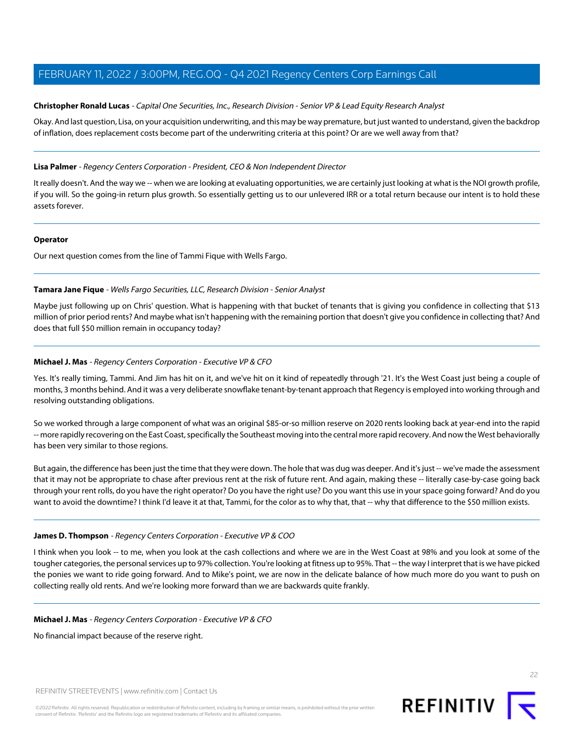**Christopher Ronald Lucas** - *Capital One Securities, Inc., Research Division - Senior VP & Lead Equity Research Analyst*

Okay. And last question, Lisa, on your acquisition underwriting, and this may be way premature, but just wanted to understand, given the backdrop of inflation, does replacement costs become part of the underwriting criteria at this point? Or are we well away from that?

---

**Lisa Palmer** - *Regency Centers Corporation - President, CEO & Non Independent Director*

It really doesn't. And the way we -- when we are looking at evaluating opportunities, we are certainly just looking at what is the NOI growth profile, if you will. So the going-in return plus growth. So essentially getting us to our unlevered IRR or a total return because our intent is to hold these assets forever.

---

**Operator**

Our next question comes from the line of Tammi Fique with Wells Fargo.

---

**Tamara Jane Fique** - *Wells Fargo Securities, LLC, Research Division - Senior Analyst*

Maybe just following up on Chris' question. What is happening with that bucket of tenants that is giving you confidence in collecting that $13 million of prior period rents? And maybe what isn't happening with the remaining portion that doesn't give you confidence in collecting that? And does that full $50 million remain in occupancy today?

---

**Michael J. Mas** - *Regency Centers Corporation - Executive VP & CFO*

Yes. It's really timing, Tammi. And Jim has hit on it, and we've hit on it kind of repeatedly through '21. It's the West Coast just being a couple of months, 3 months behind. And it was a very deliberate snowflake tenant-by-tenant approach that Regency is employed into working through and resolving outstanding obligations.

So we worked through a large component of what was an original $85-or-so million reserve on 2020 rents looking back at year-end into the rapid -- more rapidly recovering on the East Coast, specifically the Southeast moving into the central more rapid recovery. And now the West behaviorally has been very similar to those regions.

But again, the difference has been just the time that they were down. The hole that was dug was deeper. And it's just -- we've made the assessment that it may not be appropriate to chase after previous rent at the risk of future rent. And again, making these -- literally case-by-case going back through your rent rolls, do you have the right operator? Do you have the right use? Do you want this use in your space going forward? And do you want to avoid the downtime? I think I'd leave it at that, Tammi, for the color as to why that, that -- why that difference to the $50 million exists.

---

**James D. Thompson** - *Regency Centers Corporation - Executive VP & COO*

I think when you look -- to me, when you look at the cash collections and where we are in the West Coast at 98% and you look at some of the tougher categories, the personal services up to 97% collection. You're looking at fitness up to 95%. That -- the way I interpret that is we have picked the ponies we want to ride going forward. And to Mike's point, we are now in the delicate balance of how much more do you want to push on collecting really old rents. And we're looking more forward than we are backwards quite frankly.

---

**Michael J. Mas** - *Regency Centers Corporation - Executive VP & CFO*

No financial impact because of the reserve right.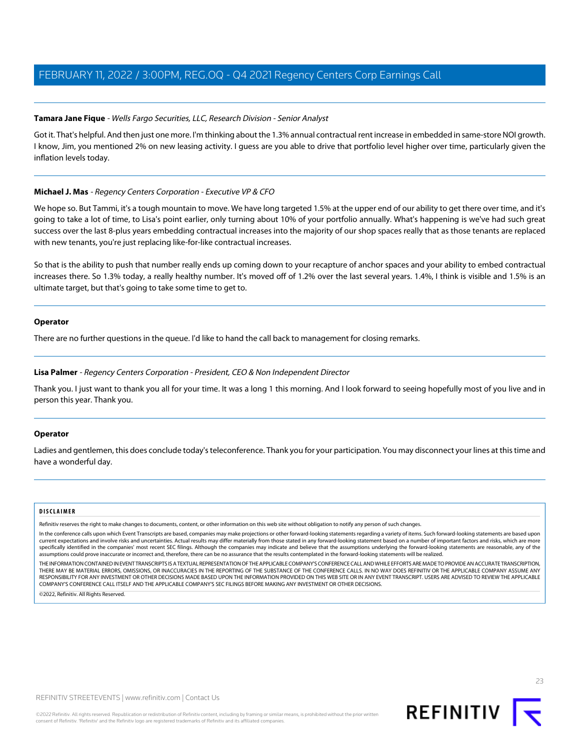**Tamara Jane Fique** - *Wells Fargo Securities, LLC, Research Division - Senior Analyst*

Got it. That's helpful. And then just one more. I'm thinking about the 1.3% annual contractual rent increase in embedded in same-store NOI growth. I know, Jim, you mentioned 2% on new leasing activity. I guess are you able to drive that portfolio level higher over time, particularly given the inflation levels today.

---

**Michael J. Mas** - *Regency Centers Corporation - Executive VP & CFO*

We hope so. But Tammi, it's a tough mountain to move. We have long targeted 1.5% at the upper end of our ability to get there over time, and it's going to take a lot of time, to Lisa's point earlier, only turning about 10% of your portfolio annually. What's happening is we've had such great success over the last 8-plus years embedding contractual increases into the majority of our shop spaces really that as those tenants are replaced with new tenants, you're just replacing like-for-like contractual increases.

So that is the ability to push that number really ends up coming down to your recapture of anchor spaces and your ability to embed contractual increases there. So 1.3% today, a really healthy number. It's moved off of 1.2% over the last several years. 1.4%, I think is visible and 1.5% is an ultimate target, but that's going to take some time to get to.

---

**Operator**

There are no further questions in the queue. I'd like to hand the call back to management for closing remarks.

---

**Lisa Palmer** - *Regency Centers Corporation - President, CEO & Non Independent Director*

Thank you. I just want to thank you all for your time. It was a long 1 this morning. And I look forward to seeing hopefully most of you live and in person this year. Thank you.

---

**Operator**

Ladies and gentlemen, this does conclude today's teleconference. Thank you for your participation. You may disconnect your lines at this time and have a wonderful day.

---

**DISCLAIMER**

Refinitiv reserves the right to make changes to documents, content, or other information on this web site without obligation to notify any person of such changes.

In the conference calls upon which Event Transcripts are based, companies may make projections or other forward-looking statements regarding a variety of items. Such forward-looking statements are based upon current expectations and involve risks and uncertainties. Actual results may differ materially from those stated in any forward-looking statement based on a number of important factors and risks, which are more specifically identified in the companies' most recent SEC filings. Although the companies may indicate and believe that the assumptions underlying the forward-looking statements are reasonable, any of the assumptions could prove inaccurate or incorrect and, therefore, there can be no assurance that the results contemplated in the forward-looking statements will be realized.

THE INFORMATION CONTAINED IN EVENT TRANSCRIPTS IS A TEXTUAL REPRESENTATION OF THE APPLICABLE COMPANY'S CONFERENCE CALL AND WHILE EFFORTS ARE MADE TO PROVIDE AN ACCURATE TRANSCRIPTION, THERE MAY BE MATERIAL ERRORS, OMISSIONS, OR INACCURACIES IN THE REPORTING OF THE SUBSTANCE OF THE CONFERENCE CALLS. IN NO WAY DOES REFINITIV OR THE APPLICABLE COMPANY ASSUME ANY RESPONSIBILITY FOR ANY INVESTMENT OR OTHER DECISIONS MADE BASED UPON THE INFORMATION PROVIDED ON THIS WEB SITE OR IN ANY EVENT TRANSCRIPT. USERS ARE ADVISED TO REVIEW THE APPLICABLE COMPANY'S CONFERENCE CALL ITSELF AND THE APPLICABLE COMPANY'S SEC FILINGS BEFORE MAKING ANY INVESTMENT OR OTHER DECISIONS.

©2022, Refinitiv. All Rights Reserved.